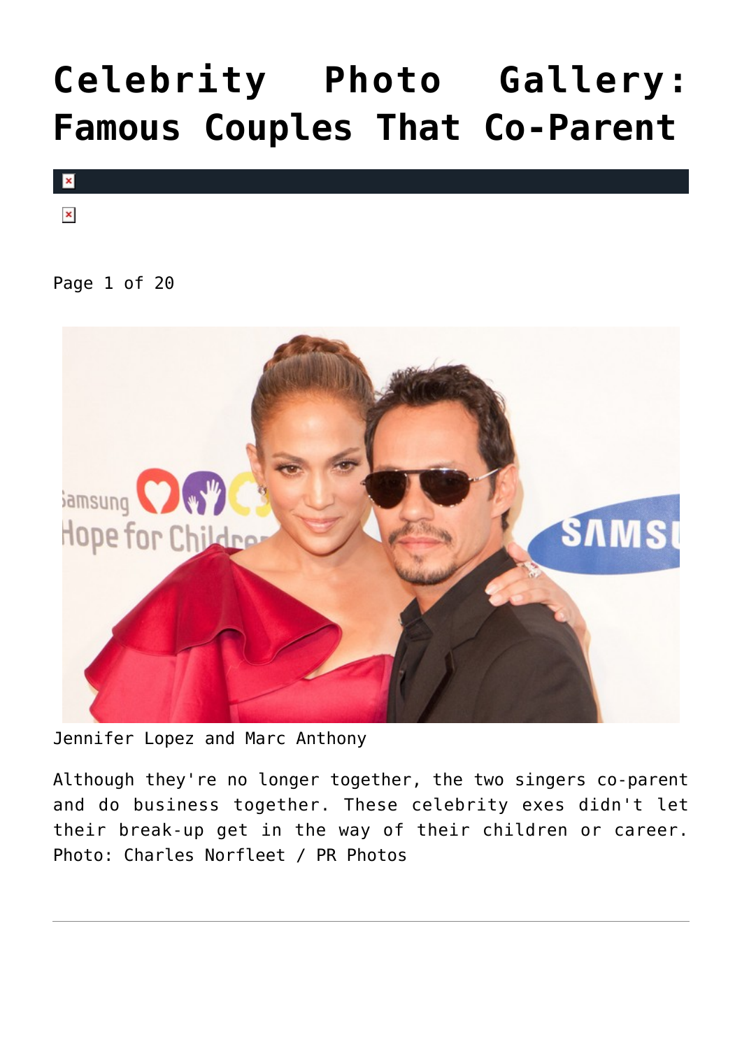# Celebrity Photo Gallery: Famous Couples That Co-Parent

Page 1 of 20

Jennifer Lopez and Marc Anthony

Although they're no longer together, the two singers co-parent and do business together. These celebrity exes didn't let their break-up get in the way of their children or career. Photo: Charles Norfleet / PR Photos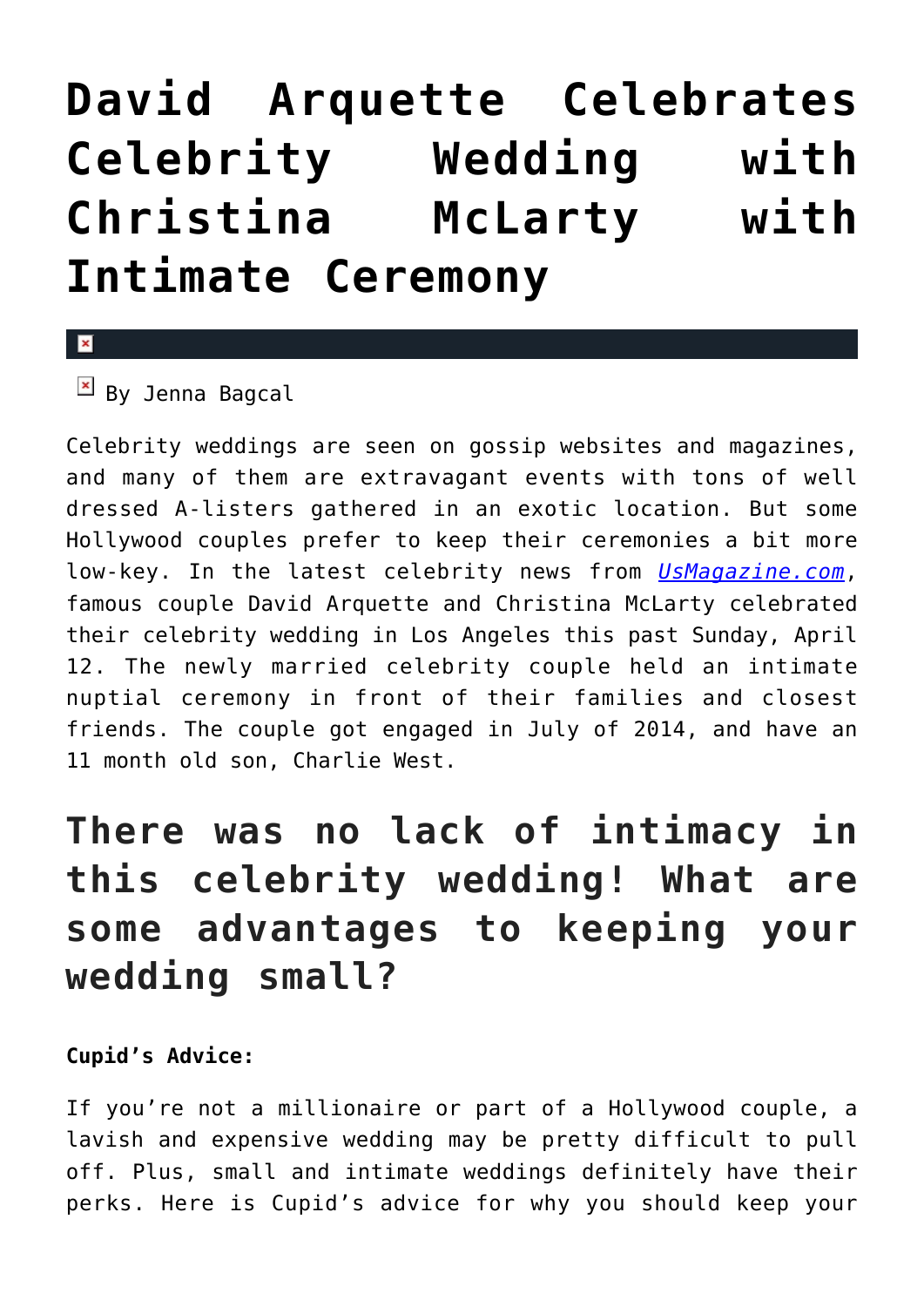# David Arquette Celebrates Celebrity Wedding with Christina McLarty with Intimate Ceremony

By Jenna Bagcal

Celebrity weddings are seen on gossip websites and magazines, and many of them are extravagant events with tons of well dressed A-listers gathered in an exotic location. But some Hollywood couples prefer to keep their ceremonies a bit more low-key. In the latest celebrity news from *UsMagazine.com*, famous couple David Arquette and Christina McLarty celebrated their celebrity wedding in Los Angeles this past Sunday, April 12. The newly married celebrity couple held an intimate nuptial ceremony in front of their families and closest friends. The couple got engaged in July of 2014, and have an 11 month old son, Charlie West.

## There was no lack of intimacy in this celebrity wedding! What are some advantages to keeping your wedding small?

**Cupid's Advice:**

If you're not a millionaire or part of a Hollywood couple, a lavish and expensive wedding may be pretty difficult to pull off. Plus, small and intimate weddings definitely have their perks. Here is Cupid's advice for why you should keep your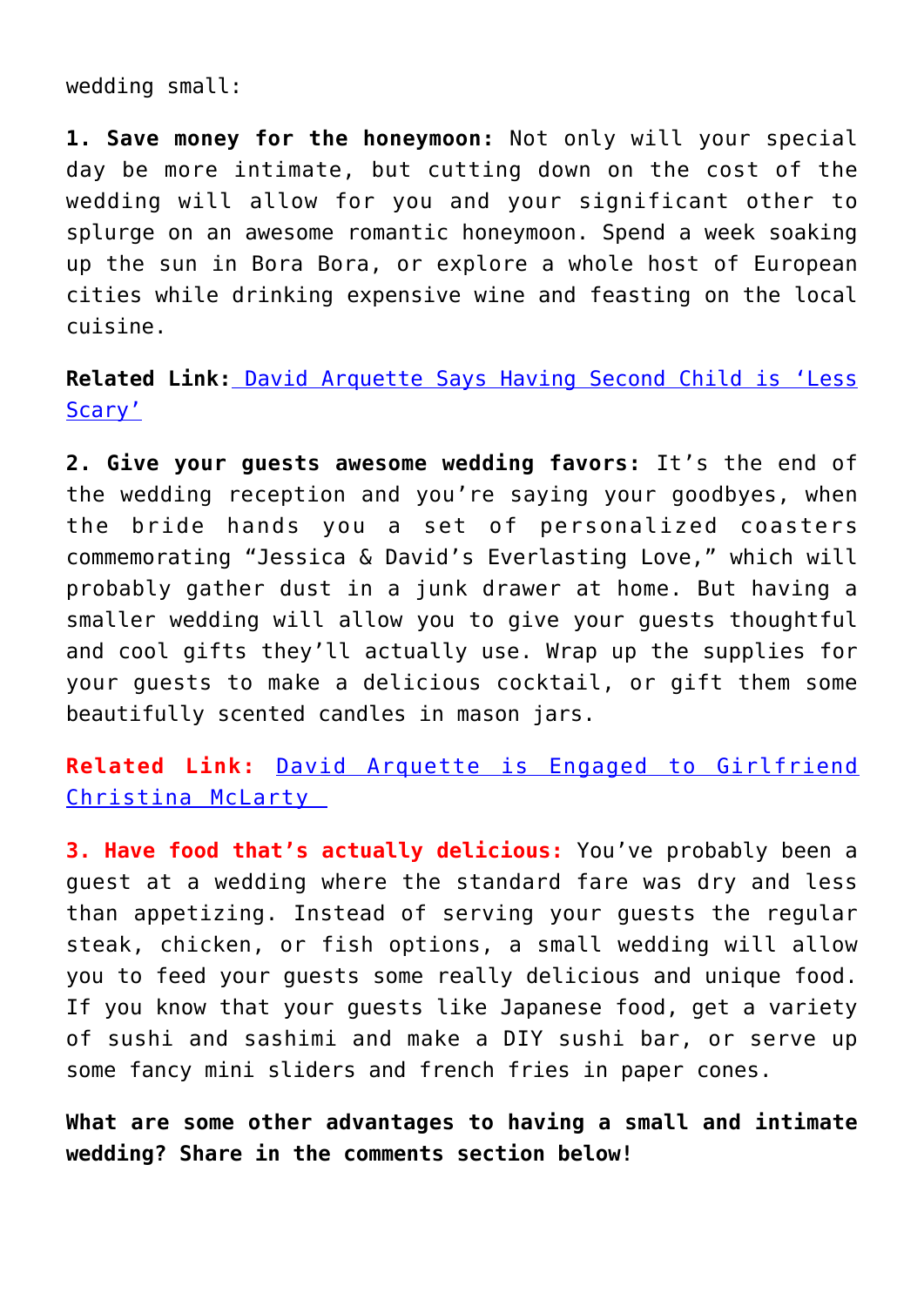wedding small:

**1. Save money for the honeymoon:** Not only will your special day be more intimate, but cutting down on the cost of the wedding will allow for you and your significant other to splurge on an awesome romantic honeymoon. Spend a week soaking up the sun in Bora Bora, or explore a whole host of European cities while drinking expensive wine and feasting on the local cuisine.

**Related Link:** David Arquette Says Having Second Child is 'Less Scary'

**2. Give your guests awesome wedding favors:** It's the end of the wedding reception and you're saying your goodbyes, when the bride hands you a set of personalized coasters commemorating "Jessica & David's Everlasting Love," which will probably gather dust in a junk drawer at home. But having a smaller wedding will allow you to give your guests thoughtful and cool gifts they'll actually use. Wrap up the supplies for your guests to make a delicious cocktail, or gift them some beautifully scented candles in mason jars.

**Related Link:** David Arquette is Engaged to Girlfriend Christina McLarty

**3. Have food that's actually delicious:** You've probably been a guest at a wedding where the standard fare was dry and less than appetizing. Instead of serving your guests the regular steak, chicken, or fish options, a small wedding will allow you to feed your guests some really delicious and unique food. If you know that your guests like Japanese food, get a variety of sushi and sashimi and make a DIY sushi bar, or serve up some fancy mini sliders and french fries in paper cones.

**What are some other advantages to having a small and intimate wedding? Share in the comments section below!**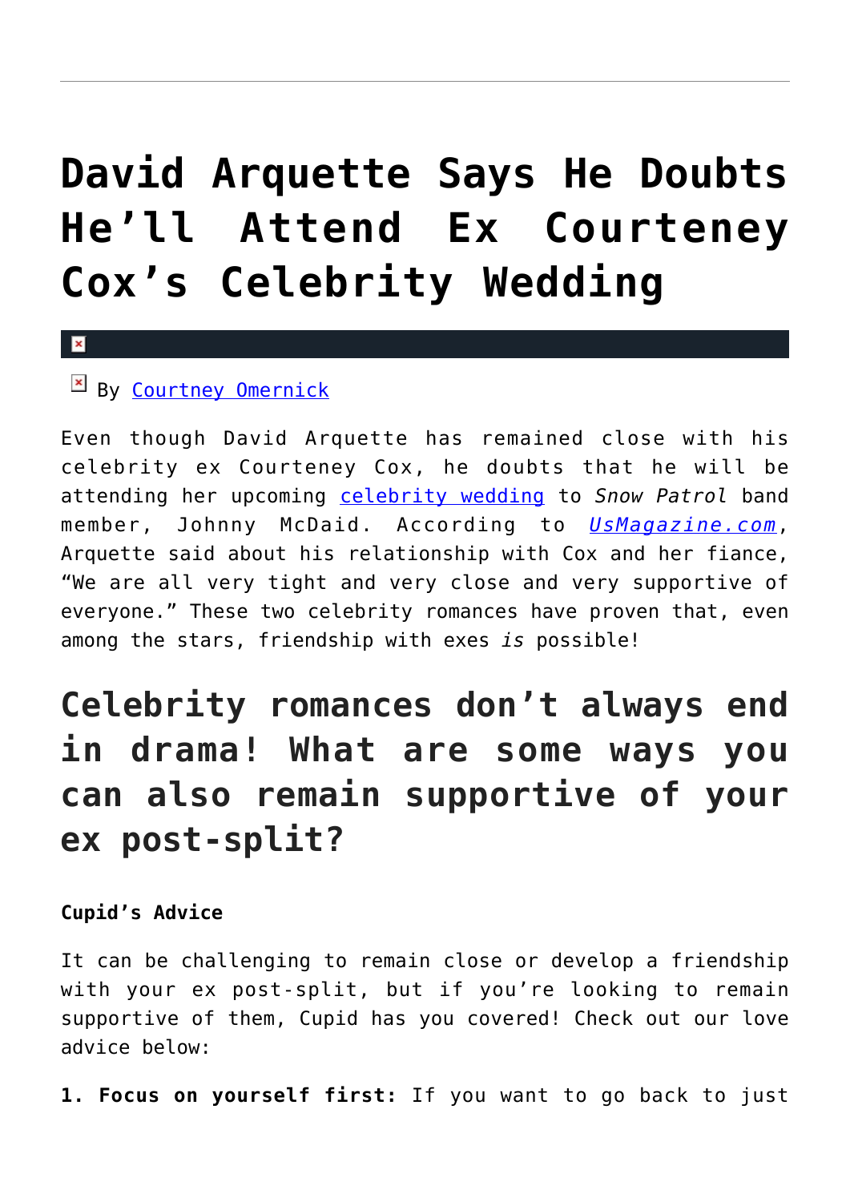# David Arquette Says He Doubts He'll Attend Ex Courteney Cox's Celebrity Wedding

By Courtney Omernick

Even though David Arquette has remained close with his celebrity ex Courteney Cox, he doubts that he will be attending her upcoming celebrity wedding to *Snow Patrol* band member, Johnny McDaid. According to *UsMagazine.com*, Arquette said about his relationship with Cox and her fiance, "We are all very tight and very close and very supportive of everyone." These two celebrity romances have proven that, even among the stars, friendship with exes *is* possible!

## Celebrity romances don't always end in drama! What are some ways you can also remain supportive of your ex post-split?

**Cupid's Advice**

It can be challenging to remain close or develop a friendship with your ex post-split, but if you're looking to remain supportive of them, Cupid has you covered! Check out our love advice below:

**1. Focus on yourself first:** If you want to go back to just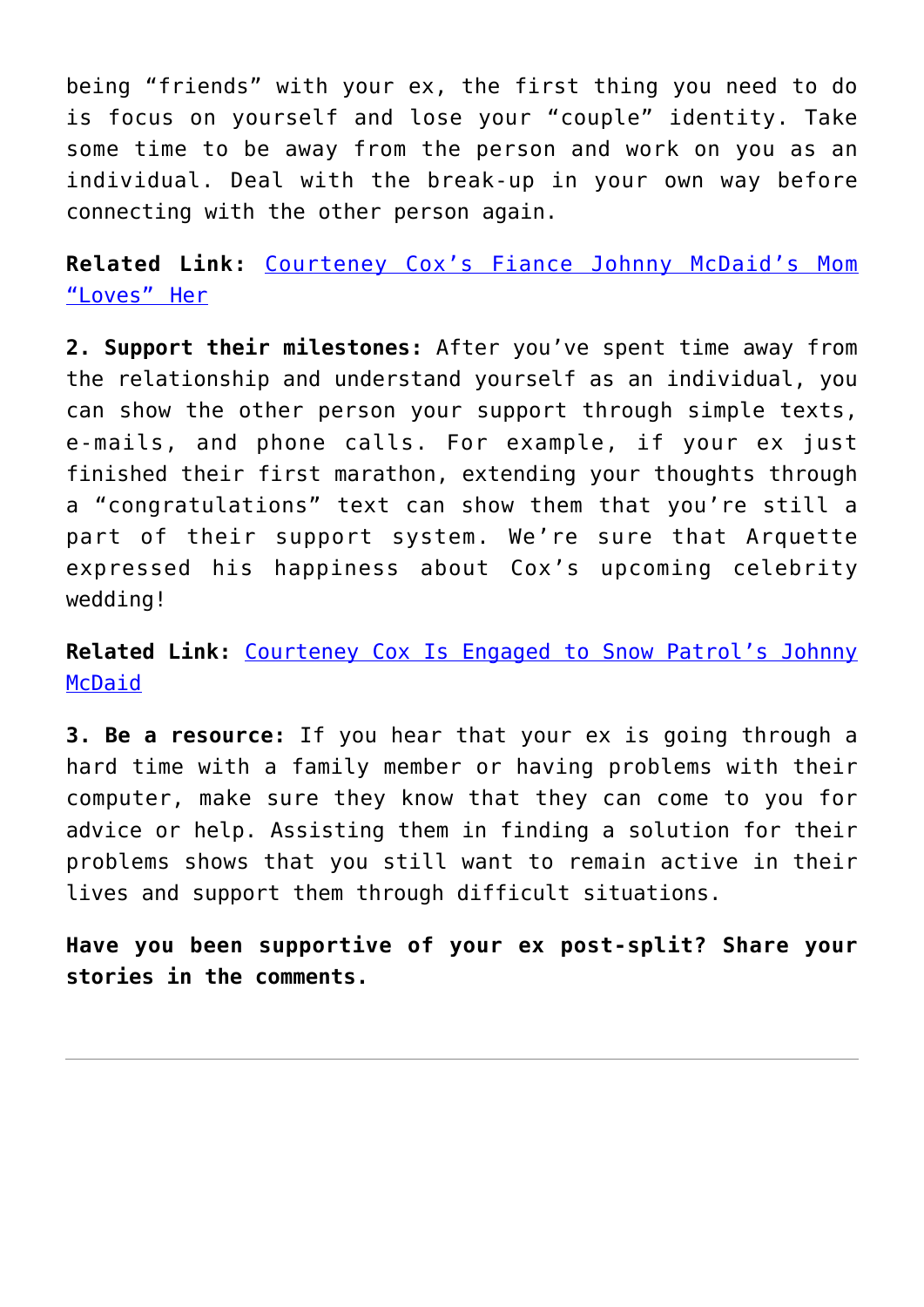being "friends" with your ex, the first thing you need to do is focus on yourself and lose your "couple" identity. Take some time to be away from the person and work on you as an individual. Deal with the break-up in your own way before connecting with the other person again.

**Related Link:** Courteney Cox's Fiance Johnny McDaid's Mom "Loves" Her

**2. Support their milestones:** After you've spent time away from the relationship and understand yourself as an individual, you can show the other person your support through simple texts, e-mails, and phone calls. For example, if your ex just finished their first marathon, extending your thoughts through a "congratulations" text can show them that you're still a part of their support system. We're sure that Arquette expressed his happiness about Cox's upcoming celebrity wedding!

**Related Link:** Courteney Cox Is Engaged to Snow Patrol's Johnny McDaid

**3. Be a resource:** If you hear that your ex is going through a hard time with a family member or having problems with their computer, make sure they know that they can come to you for advice or help. Assisting them in finding a solution for their problems shows that you still want to remain active in their lives and support them through difficult situations.

**Have you been supportive of your ex post-split? Share your stories in the comments.**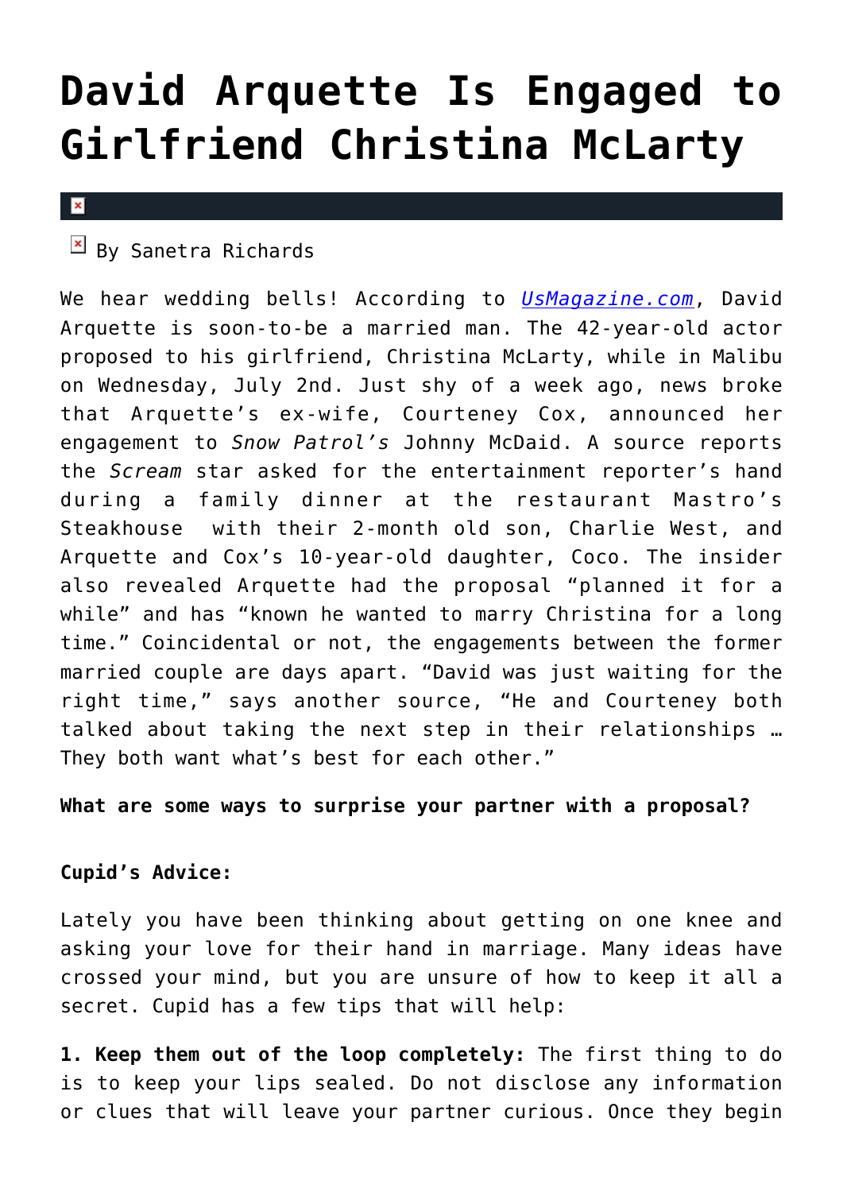# David Arquette Is Engaged to Girlfriend Christina McLarty

By Sanetra Richards

We hear wedding bells! According to [UsMagazine.com](UsMagazine.com), David Arquette is soon-to-be a married man. The 42-year-old actor proposed to his girlfriend, Christina McLarty, while in Malibu on Wednesday, July 2nd. Just shy of a week ago, news broke that Arquette's ex-wife, Courteney Cox, announced her engagement to *Snow Patrol's* Johnny McDaid. A source reports the *Scream* star asked for the entertainment reporter's hand during a family dinner at the restaurant Mastro's Steakhouse with their 2-month old son, Charlie West, and Arquette and Cox's 10-year-old daughter, Coco. The insider also revealed Arquette had the proposal "planned it for a while" and has "known he wanted to marry Christina for a long time." Coincidental or not, the engagements between the former married couple are days apart. "David was just waiting for the right time," says another source, "He and Courteney both talked about taking the next step in their relationships … They both want what's best for each other."

**What are some ways to surprise your partner with a proposal?**

**Cupid's Advice:**

Lately you have been thinking about getting on one knee and asking your love for their hand in marriage. Many ideas have crossed your mind, but you are unsure of how to keep it all a secret. Cupid has a few tips that will help:

**1. Keep them out of the loop completely:** The first thing to do is to keep your lips sealed. Do not disclose any information or clues that will leave your partner curious. Once they begin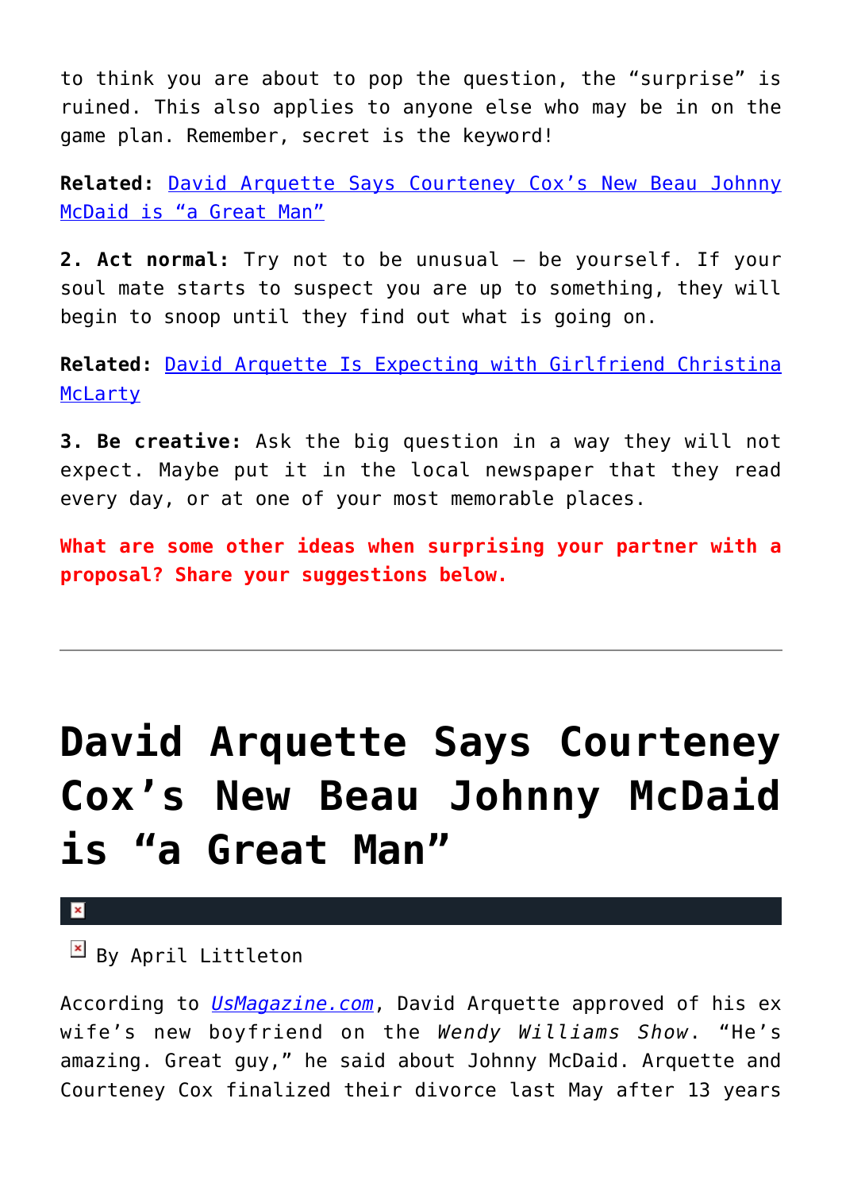to think you are about to pop the question, the "surprise" is ruined. This also applies to anyone else who may be in on the game plan. Remember, secret is the keyword!

**Related:** [David Arquette Says Courteney Cox's New Beau Johnny McDaid is "a Great Man"]

**2. Act normal:** Try not to be unusual – be yourself. If your soul mate starts to suspect you are up to something, they will begin to snoop until they find out what is going on.

**Related:** [David Arquette Is Expecting with Girlfriend Christina McLarty]

**3. Be creative:** Ask the big question in a way they will not expect. Maybe put it in the local newspaper that they read every day, or at one of your most memorable places.

**What are some other ideas when surprising your partner with a proposal? Share your suggestions below.**

---

# David Arquette Says Courteney Cox's New Beau Johnny McDaid is "a Great Man"

By April Littleton

According to *UsMagazine.com*, David Arquette approved of his ex wife's new boyfriend on the *Wendy Williams Show*. "He's amazing. Great guy," he said about Johnny McDaid. Arquette and Courteney Cox finalized their divorce last May after 13 years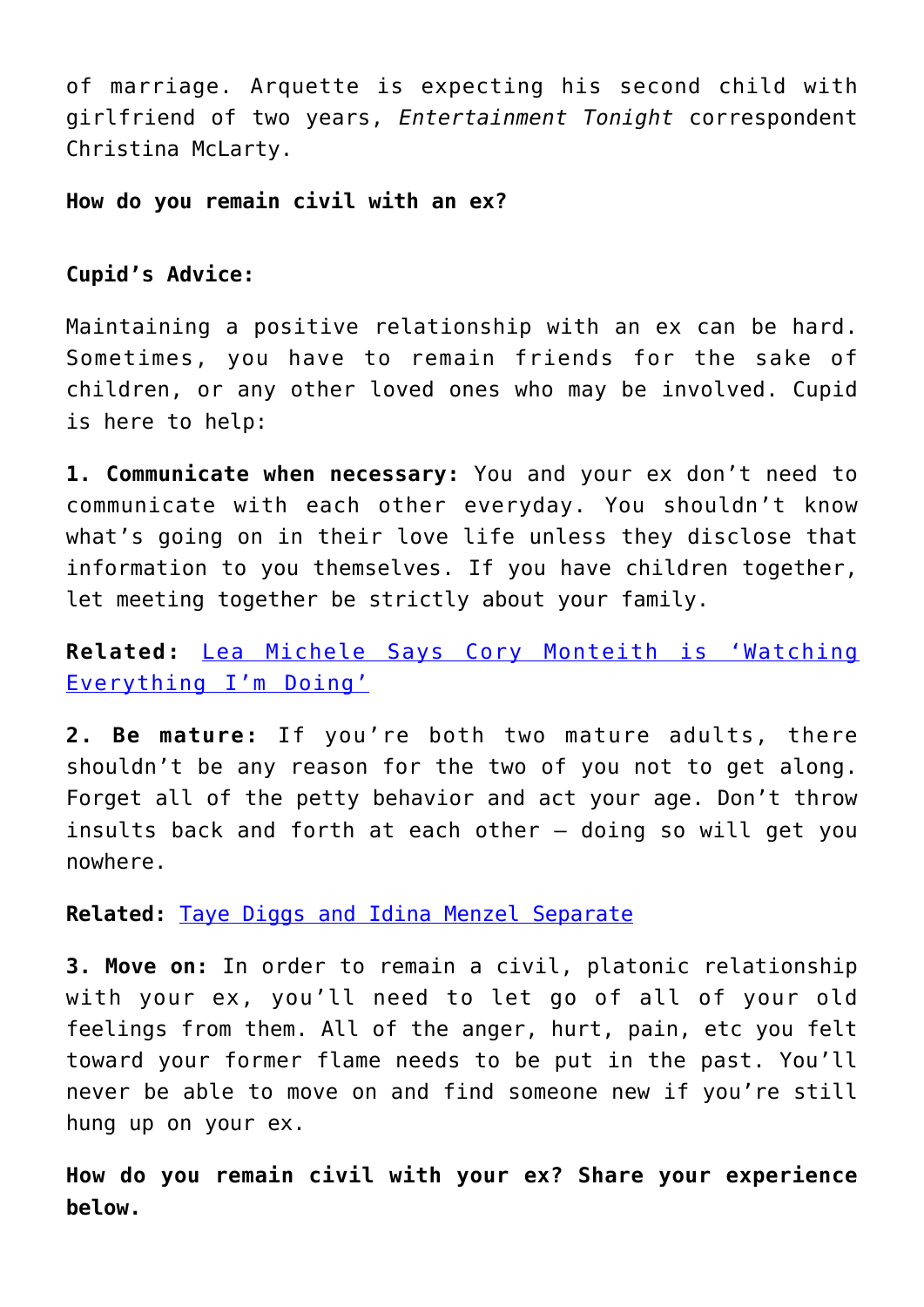of marriage. Arquette is expecting his second child with girlfriend of two years, *Entertainment Tonight* correspondent Christina McLarty.

**How do you remain civil with an ex?**

**Cupid's Advice:**

Maintaining a positive relationship with an ex can be hard. Sometimes, you have to remain friends for the sake of children, or any other loved ones who may be involved. Cupid is here to help:

**1. Communicate when necessary:** You and your ex don't need to communicate with each other everyday. You shouldn't know what's going on in their love life unless they disclose that information to you themselves. If you have children together, let meeting together be strictly about your family.

**Related:** [Lea Michele Says Cory Monteith is 'Watching Everything I'm Doing']

**2. Be mature:** If you're both two mature adults, there shouldn't be any reason for the two of you not to get along. Forget all of the petty behavior and act your age. Don't throw insults back and forth at each other – doing so will get you nowhere.

**Related:** [Taye Diggs and Idina Menzel Separate]

**3. Move on:** In order to remain a civil, platonic relationship with your ex, you'll need to let go of all of your old feelings from them. All of the anger, hurt, pain, etc you felt toward your former flame needs to be put in the past. You'll never be able to move on and find someone new if you're still hung up on your ex.

**How do you remain civil with your ex? Share your experience below.**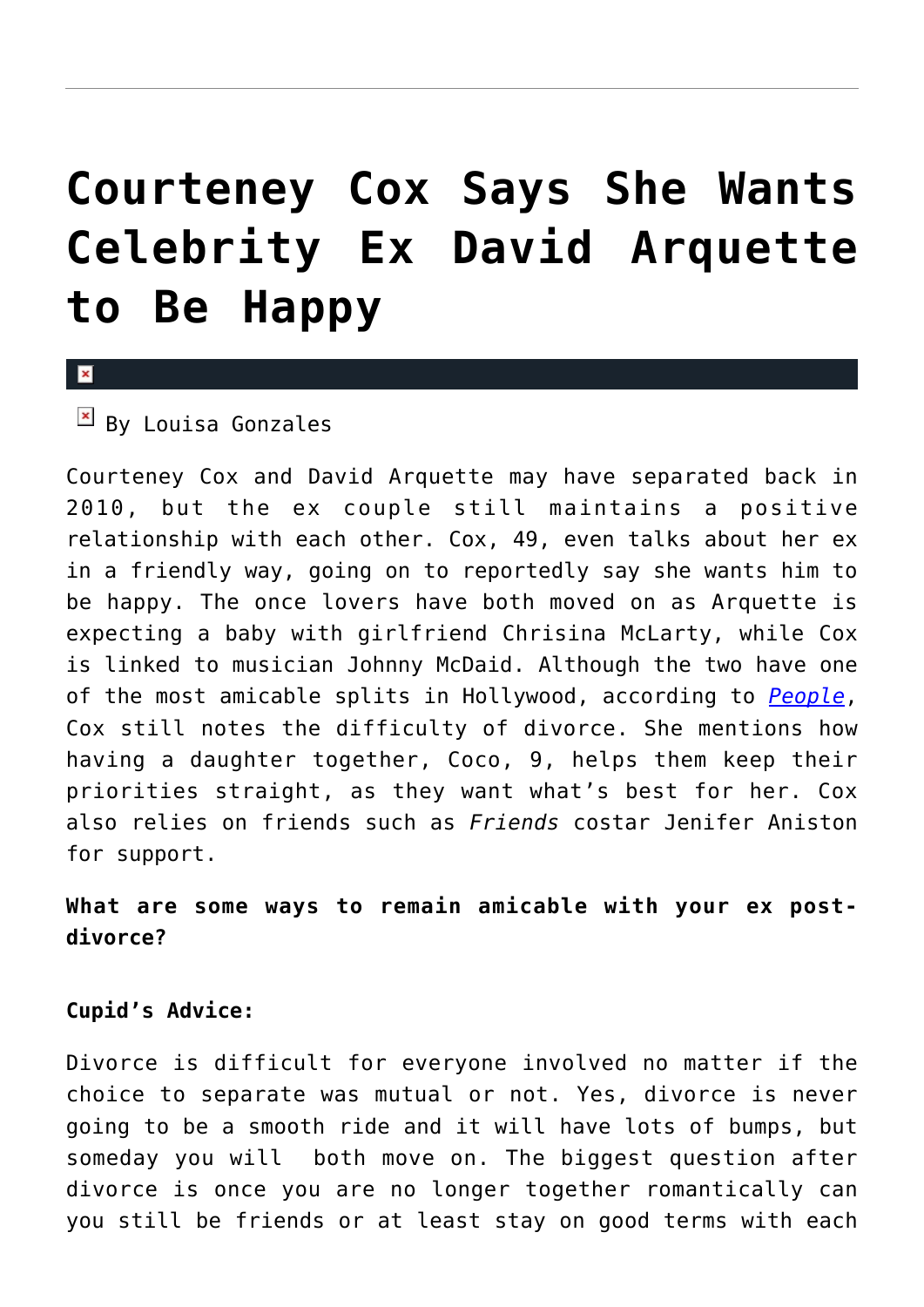# Courteney Cox Says She Wants Celebrity Ex David Arquette to Be Happy

By Louisa Gonzales

Courteney Cox and David Arquette may have separated back in 2010, but the ex couple still maintains a positive relationship with each other. Cox, 49, even talks about her ex in a friendly way, going on to reportedly say she wants him to be happy. The once lovers have both moved on as Arquette is expecting a baby with girlfriend Chrisina McLarty, while Cox is linked to musician Johnny McDaid. Although the two have one of the most amicable splits in Hollywood, according to *People*, Cox still notes the difficulty of divorce. She mentions how having a daughter together, Coco, 9, helps them keep their priorities straight, as they want what's best for her. Cox also relies on friends such as *Friends* costar Jenifer Aniston for support.

**What are some ways to remain amicable with your ex post-divorce?**

**Cupid's Advice:**

Divorce is difficult for everyone involved no matter if the choice to separate was mutual or not. Yes, divorce is never going to be a smooth ride and it will have lots of bumps, but someday you will both move on. The biggest question after divorce is once you are no longer together romantically can you still be friends or at least stay on good terms with each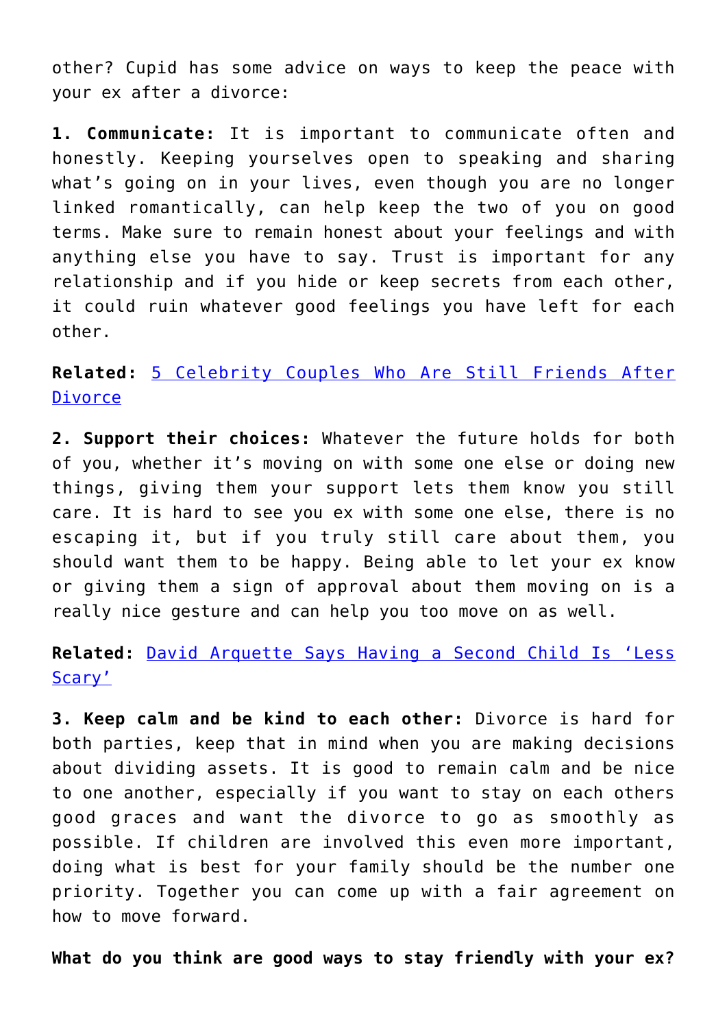other? Cupid has some advice on ways to keep the peace with your ex after a divorce:

**1. Communicate:** It is important to communicate often and honestly. Keeping yourselves open to speaking and sharing what's going on in your lives, even though you are no longer linked romantically, can help keep the two of you on good terms. Make sure to remain honest about your feelings and with anything else you have to say. Trust is important for any relationship and if you hide or keep secrets from each other, it could ruin whatever good feelings you have left for each other.

**Related:** 5 Celebrity Couples Who Are Still Friends After Divorce

**2. Support their choices:** Whatever the future holds for both of you, whether it's moving on with some one else or doing new things, giving them your support lets them know you still care. It is hard to see you ex with some one else, there is no escaping it, but if you truly still care about them, you should want them to be happy. Being able to let your ex know or giving them a sign of approval about them moving on is a really nice gesture and can help you too move on as well.

**Related:** David Arquette Says Having a Second Child Is 'Less Scary'

**3. Keep calm and be kind to each other:** Divorce is hard for both parties, keep that in mind when you are making decisions about dividing assets. It is good to remain calm and be nice to one another, especially if you want to stay on each others good graces and want the divorce to go as smoothly as possible. If children are involved this even more important, doing what is best for your family should be the number one priority. Together you can come up with a fair agreement on how to move forward.

**What do you think are good ways to stay friendly with your ex?**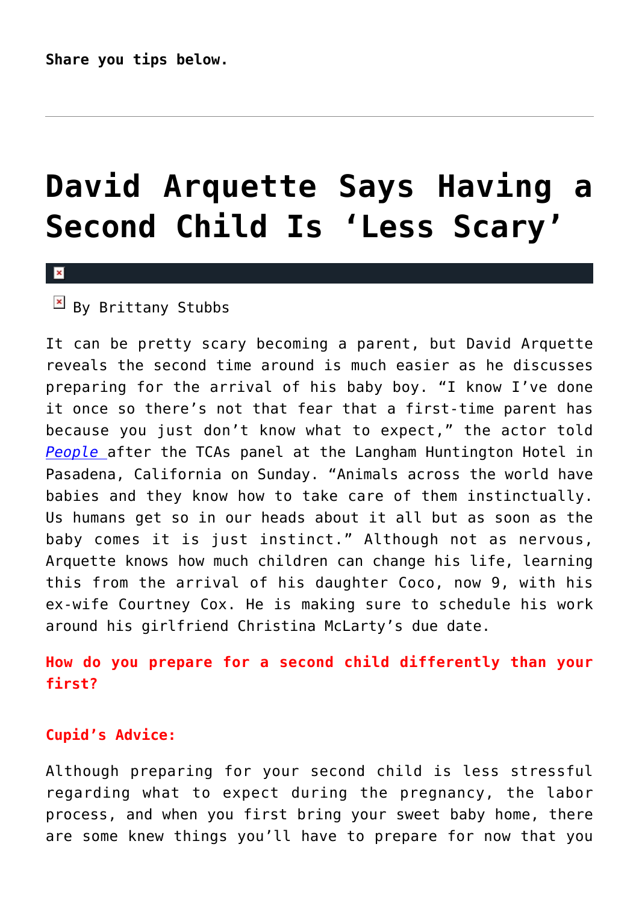**Share you tips below.**

---

# David Arquette Says Having a Second Child Is 'Less Scary'

By Brittany Stubbs

It can be pretty scary becoming a parent, but David Arquette reveals the second time around is much easier as he discusses preparing for the arrival of his baby boy. "I know I've done it once so there's not that fear that a first-time parent has because you just don't know what to expect," the actor told *People* after the TCAs panel at the Langham Huntington Hotel in Pasadena, California on Sunday. "Animals across the world have babies and they know how to take care of them instinctually. Us humans get so in our heads about it all but as soon as the baby comes it is just instinct." Although not as nervous, Arquette knows how much children can change his life, learning this from the arrival of his daughter Coco, now 9, with his ex-wife Courtney Cox. He is making sure to schedule his work around his girlfriend Christina McLarty's due date.

**How do you prepare for a second child differently than your first?**

**Cupid's Advice:**

Although preparing for your second child is less stressful regarding what to expect during the pregnancy, the labor process, and when you first bring your sweet baby home, there are some knew things you'll have to prepare for now that you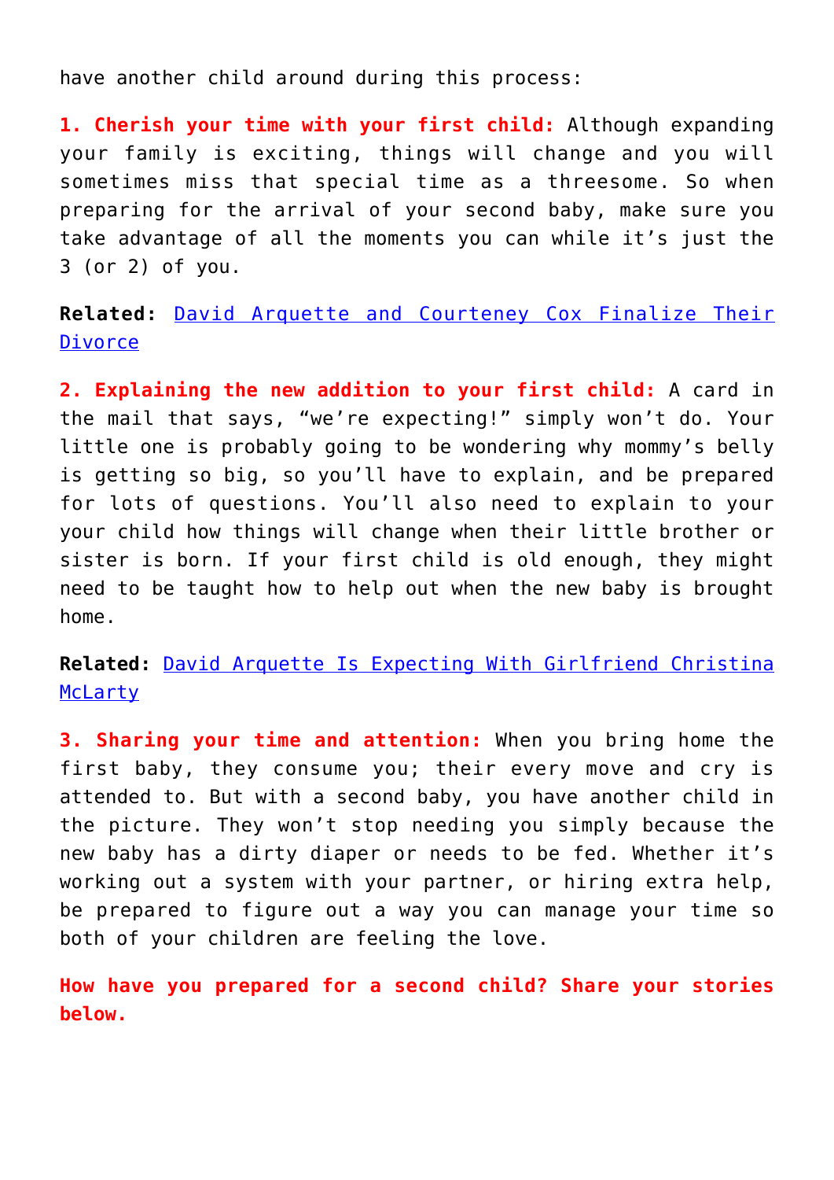have another child around during this process:

**1. Cherish your time with your first child:** Although expanding your family is exciting, things will change and you will sometimes miss that special time as a threesome. So when preparing for the arrival of your second baby, make sure you take advantage of all the moments you can while it's just the 3 (or 2) of you.

**Related:** [David Arquette and Courteney Cox Finalize Their Divorce]()

**2. Explaining the new addition to your first child:** A card in the mail that says, "we're expecting!" simply won't do. Your little one is probably going to be wondering why mommy's belly is getting so big, so you'll have to explain, and be prepared for lots of questions. You'll also need to explain to your your child how things will change when their little brother or sister is born. If your first child is old enough, they might need to be taught how to help out when the new baby is brought home.

**Related:** [David Arquette Is Expecting With Girlfriend Christina McLarty]()

**3. Sharing your time and attention:** When you bring home the first baby, they consume you; their every move and cry is attended to. But with a second baby, you have another child in the picture. They won't stop needing you simply because the new baby has a dirty diaper or needs to be fed. Whether it's working out a system with your partner, or hiring extra help, be prepared to figure out a way you can manage your time so both of your children are feeling the love.

**How have you prepared for a second child? Share your stories below.**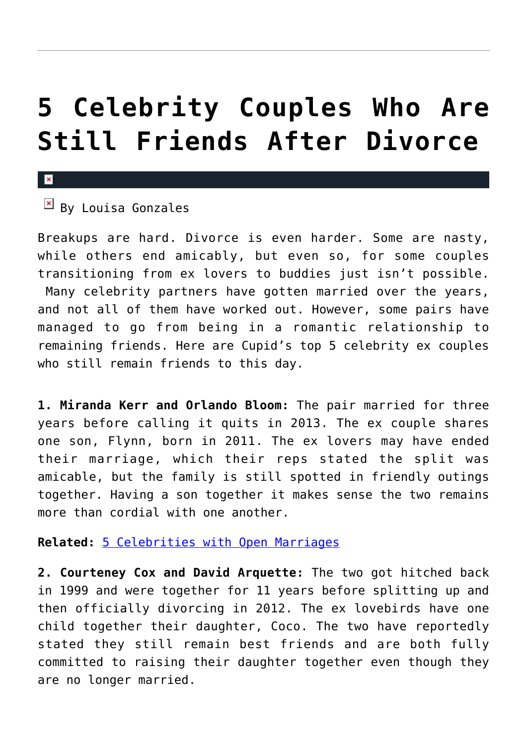# 5 Celebrity Couples Who Are Still Friends After Divorce

By Louisa Gonzales

Breakups are hard. Divorce is even harder. Some are nasty, while others end amicably, but even so, for some couples transitioning from ex lovers to buddies just isn't possible. Many celebrity partners have gotten married over the years, and not all of them have worked out. However, some pairs have managed to go from being in a romantic relationship to remaining friends. Here are Cupid's top 5 celebrity ex couples who still remain friends to this day.

**1. Miranda Kerr and Orlando Bloom:** The pair married for three years before calling it quits in 2013. The ex couple shares one son, Flynn, born in 2011. The ex lovers may have ended their marriage, which their reps stated the split was amicable, but the family is still spotted in friendly outings together. Having a son together it makes sense the two remains more than cordial with one another.

**Related:** 5 Celebrities with Open Marriages

**2. Courteney Cox and David Arquette:** The two got hitched back in 1999 and were together for 11 years before splitting up and then officially divorcing in 2012. The ex lovebirds have one child together their daughter, Coco. The two have reportedly stated they still remain best friends and are both fully committed to raising their daughter together even though they are no longer married.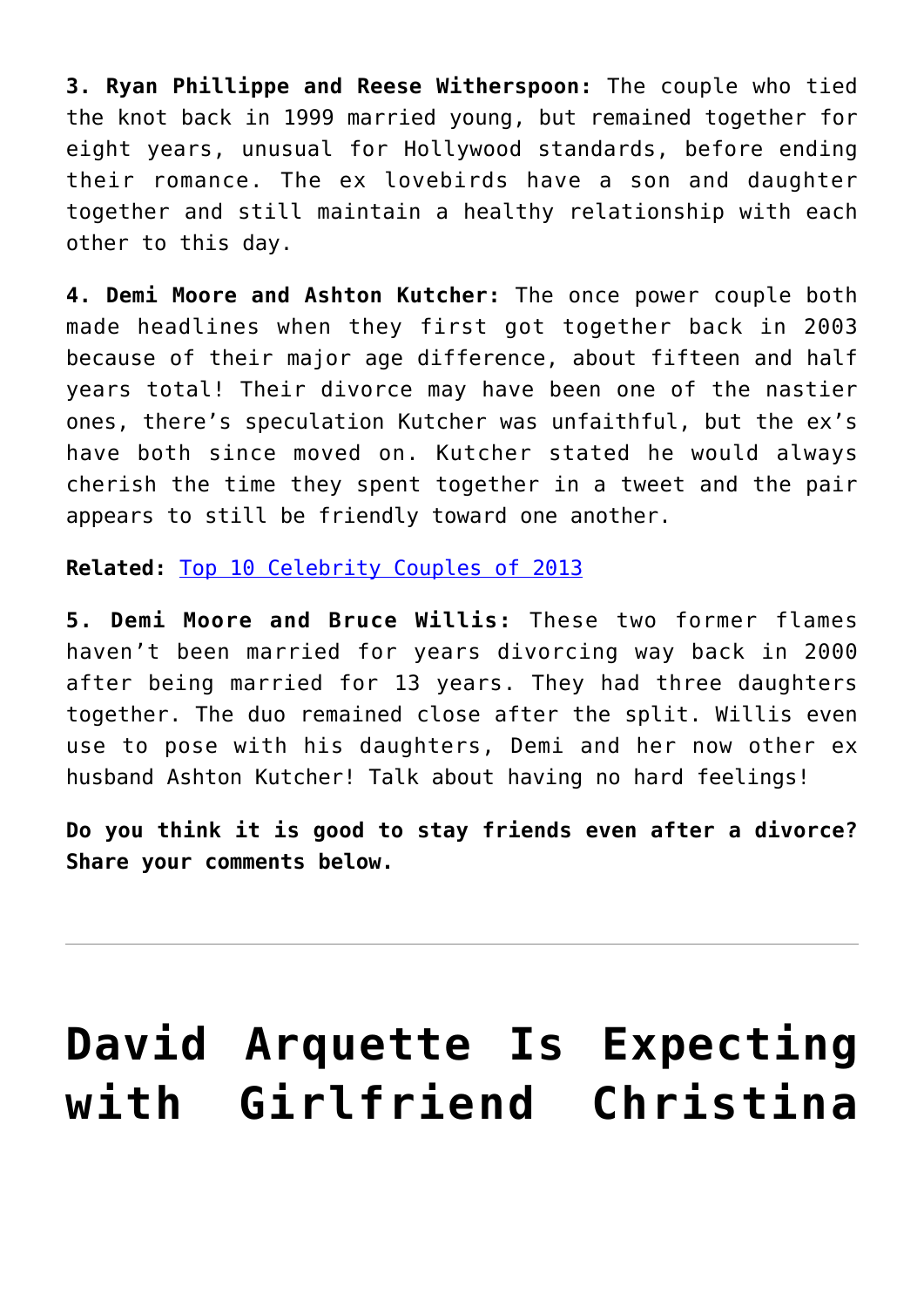**3. Ryan Phillippe and Reese Witherspoon:** The couple who tied the knot back in 1999 married young, but remained together for eight years, unusual for Hollywood standards, before ending their romance. The ex lovebirds have a son and daughter together and still maintain a healthy relationship with each other to this day.

**4. Demi Moore and Ashton Kutcher:** The once power couple both made headlines when they first got together back in 2003 because of their major age difference, about fifteen and half years total! Their divorce may have been one of the nastier ones, there's speculation Kutcher was unfaithful, but the ex's have both since moved on. Kutcher stated he would always cherish the time they spent together in a tweet and the pair appears to still be friendly toward one another.

**Related:** Top 10 Celebrity Couples of 2013

**5. Demi Moore and Bruce Willis:** These two former flames haven't been married for years divorcing way back in 2000 after being married for 13 years. They had three daughters together. The duo remained close after the split. Willis even use to pose with his daughters, Demi and her now other ex husband Ashton Kutcher! Talk about having no hard feelings!

**Do you think it is good to stay friends even after a divorce? Share your comments below.**

---

# David Arquette Is Expecting with Girlfriend Christina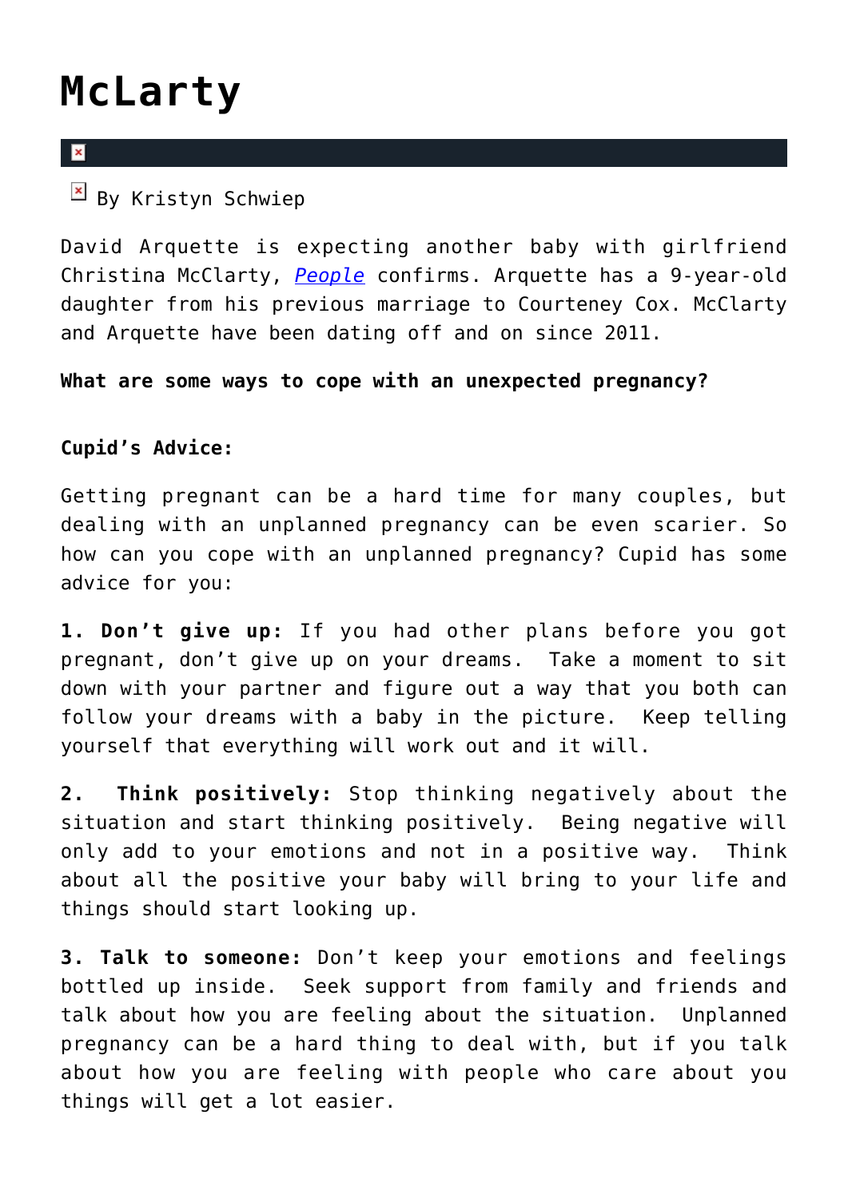# McLarty

By Kristyn Schwiep

David Arquette is expecting another baby with girlfriend Christina McClarty, *People* confirms. Arquette has a 9-year-old daughter from his previous marriage to Courteney Cox. McClarty and Arquette have been dating off and on since 2011.

**What are some ways to cope with an unexpected pregnancy?**

**Cupid's Advice:**

Getting pregnant can be a hard time for many couples, but dealing with an unplanned pregnancy can be even scarier. So how can you cope with an unplanned pregnancy? Cupid has some advice for you:

**1. Don't give up:** If you had other plans before you got pregnant, don't give up on your dreams. Take a moment to sit down with your partner and figure out a way that you both can follow your dreams with a baby in the picture. Keep telling yourself that everything will work out and it will.

**2. Think positively:** Stop thinking negatively about the situation and start thinking positively. Being negative will only add to your emotions and not in a positive way. Think about all the positive your baby will bring to your life and things should start looking up.

**3. Talk to someone:** Don't keep your emotions and feelings bottled up inside. Seek support from family and friends and talk about how you are feeling about the situation. Unplanned pregnancy can be a hard thing to deal with, but if you talk about how you are feeling with people who care about you things will get a lot easier.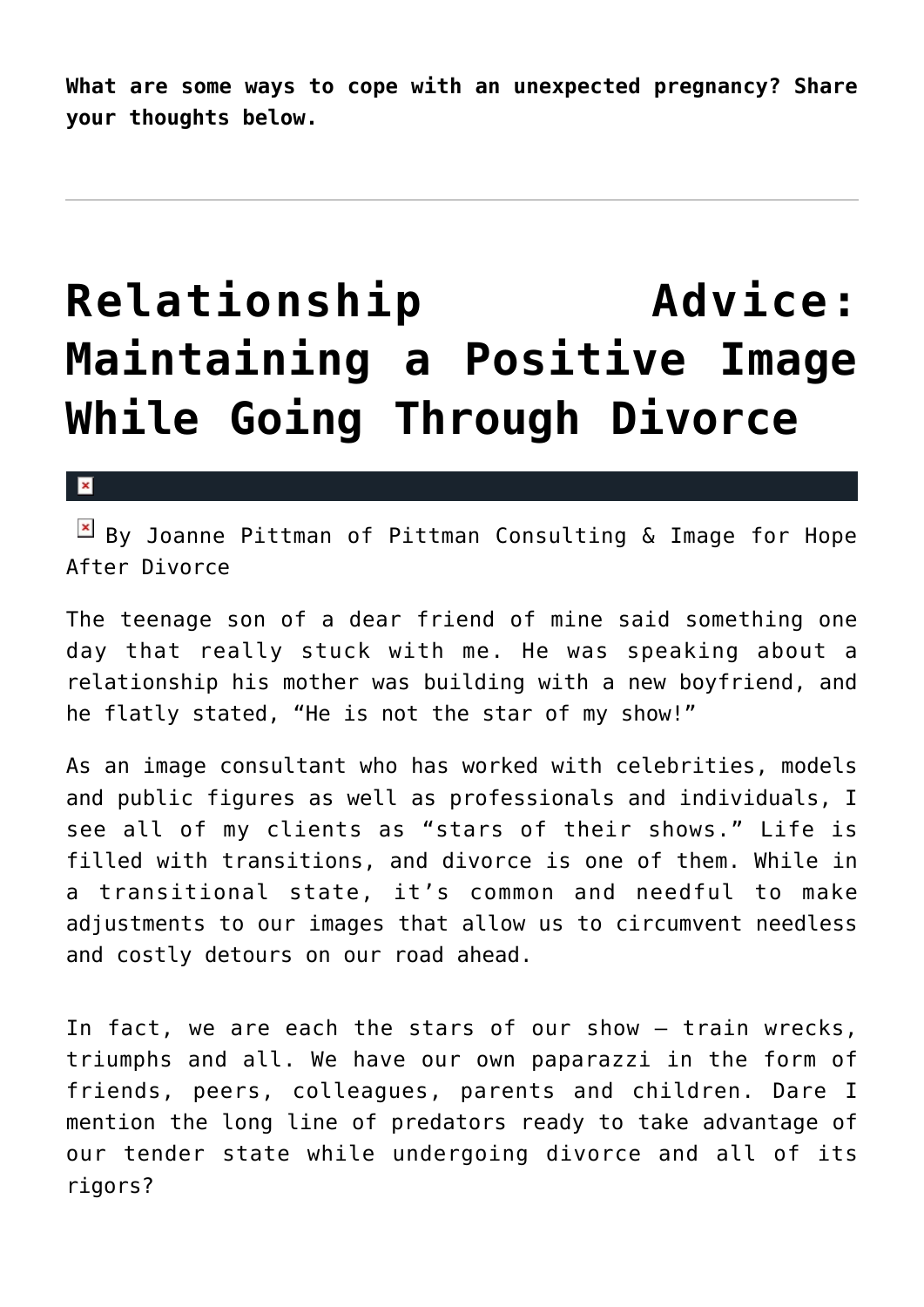**What are some ways to cope with an unexpected pregnancy? Share your thoughts below.**

---

# Relationship Advice: Maintaining a Positive Image While Going Through Divorce

By Joanne Pittman of Pittman Consulting & Image for Hope After Divorce

The teenage son of a dear friend of mine said something one day that really stuck with me. He was speaking about a relationship his mother was building with a new boyfriend, and he flatly stated, "He is not the star of my show!"

As an image consultant who has worked with celebrities, models and public figures as well as professionals and individuals, I see all of my clients as "stars of their shows." Life is filled with transitions, and divorce is one of them. While in a transitional state, it's common and needful to make adjustments to our images that allow us to circumvent needless and costly detours on our road ahead.

In fact, we are each the stars of our show – train wrecks, triumphs and all. We have our own paparazzi in the form of friends, peers, colleagues, parents and children. Dare I mention the long line of predators ready to take advantage of our tender state while undergoing divorce and all of its rigors?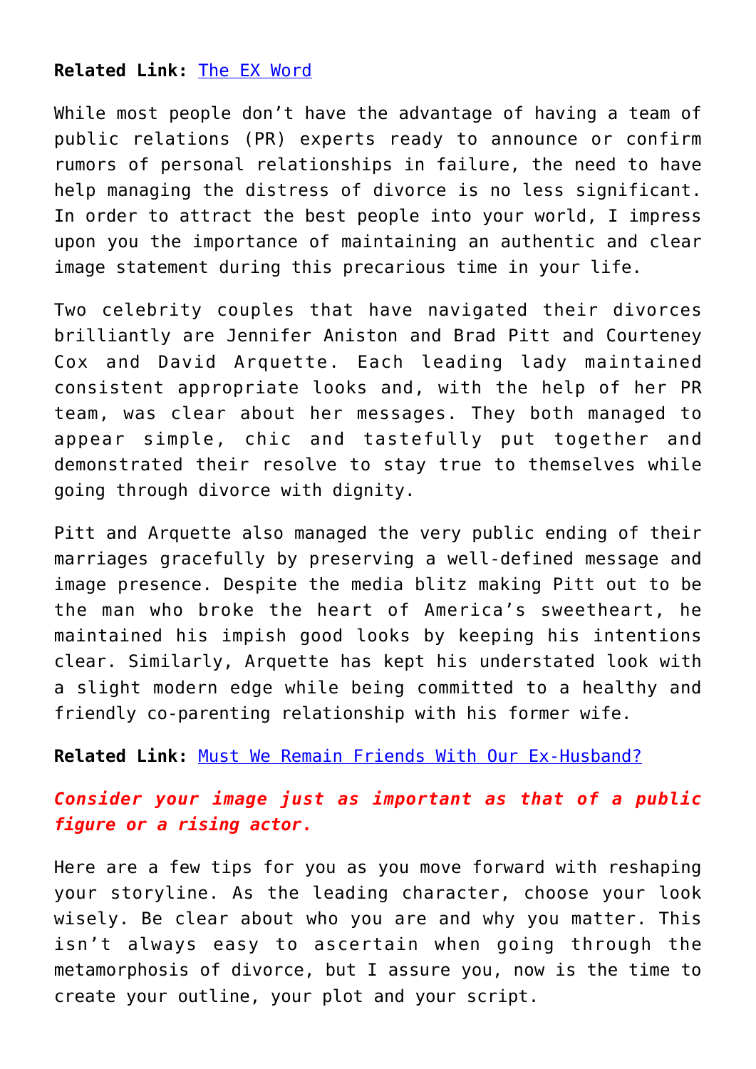**Related Link:** [The EX Word]

While most people don't have the advantage of having a team of public relations (PR) experts ready to announce or confirm rumors of personal relationships in failure, the need to have help managing the distress of divorce is no less significant. In order to attract the best people into your world, I impress upon you the importance of maintaining an authentic and clear image statement during this precarious time in your life.

Two celebrity couples that have navigated their divorces brilliantly are Jennifer Aniston and Brad Pitt and Courteney Cox and David Arquette. Each leading lady maintained consistent appropriate looks and, with the help of her PR team, was clear about her messages. They both managed to appear simple, chic and tastefully put together and demonstrated their resolve to stay true to themselves while going through divorce with dignity.

Pitt and Arquette also managed the very public ending of their marriages gracefully by preserving a well-defined message and image presence. Despite the media blitz making Pitt out to be the man who broke the heart of America's sweetheart, he maintained his impish good looks by keeping his intentions clear. Similarly, Arquette has kept his understated look with a slight modern edge while being committed to a healthy and friendly co-parenting relationship with his former wife.

**Related Link:** [Must We Remain Friends With Our Ex-Husband?]

***Consider your image just as important as that of a public figure or a rising actor.***

Here are a few tips for you as you move forward with reshaping your storyline. As the leading character, choose your look wisely. Be clear about who you are and why you matter. This isn't always easy to ascertain when going through the metamorphosis of divorce, but I assure you, now is the time to create your outline, your plot and your script.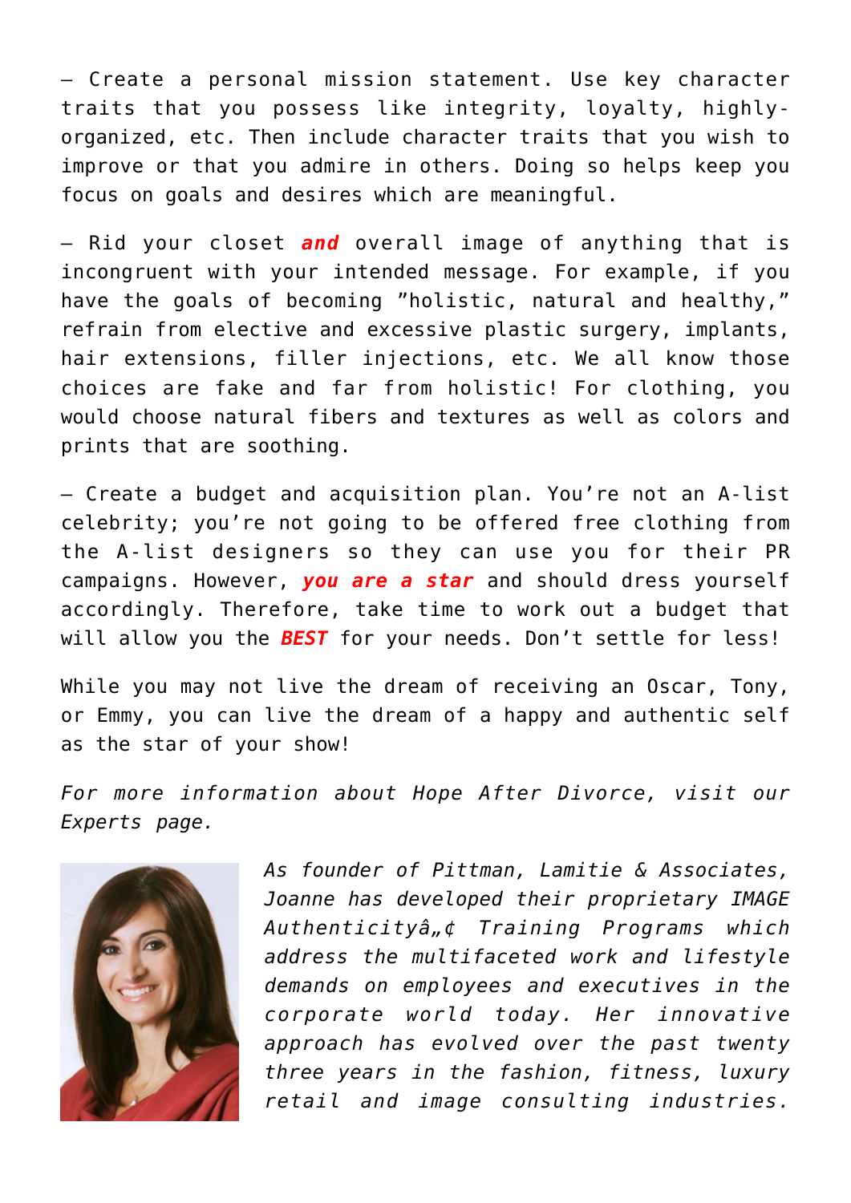– Create a personal mission statement. Use key character traits that you possess like integrity, loyalty, highly-organized, etc. Then include character traits that you wish to improve or that you admire in others. Doing so helps keep you focus on goals and desires which are meaningful.

– Rid your closet ***and*** overall image of anything that is incongruent with your intended message. For example, if you have the goals of becoming "holistic, natural and healthy," refrain from elective and excessive plastic surgery, implants, hair extensions, filler injections, etc. We all know those choices are fake and far from holistic! For clothing, you would choose natural fibers and textures as well as colors and prints that are soothing.

– Create a budget and acquisition plan. You're not an A-list celebrity; you're not going to be offered free clothing from the A-list designers so they can use you for their PR campaigns. However, ***you are a star*** and should dress yourself accordingly. Therefore, take time to work out a budget that will allow you the ***BEST*** for your needs. Don't settle for less!

While you may not live the dream of receiving an Oscar, Tony, or Emmy, you can live the dream of a happy and authentic self as the star of your show!

*For more information about Hope After Divorce, visit our Experts page.*

*As founder of Pittman, Lamitie & Associates, Joanne has developed their proprietary IMAGE Authenticityâ„¢ Training Programs which address the multifaceted work and lifestyle demands on employees and executives in the corporate world today. Her innovative approach has evolved over the past twenty three years in the fashion, fitness, luxury retail and image consulting industries.*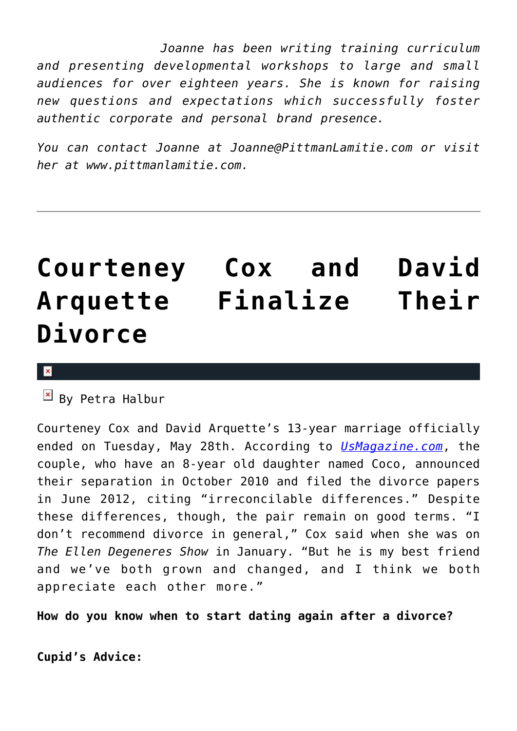*Joanne has been writing training curriculum and presenting developmental workshops to large and small audiences for over eighteen years. She is known for raising new questions and expectations which successfully foster authentic corporate and personal brand presence.*

*You can contact Joanne at Joanne@PittmanLamitie.com or visit her at www.pittmanlamitie.com.*

---

# Courteney Cox and David Arquette Finalize Their Divorce

By Petra Halbur

Courteney Cox and David Arquette's 13-year marriage officially ended on Tuesday, May 28th. According to *UsMagazine.com*, the couple, who have an 8-year old daughter named Coco, announced their separation in October 2010 and filed the divorce papers in June 2012, citing "irreconcilable differences." Despite these differences, though, the pair remain on good terms. "I don't recommend divorce in general," Cox said when she was on *The Ellen Degeneres Show* in January. "But he is my best friend and we've both grown and changed, and I think we both appreciate each other more."

**How do you know when to start dating again after a divorce?**

**Cupid's Advice:**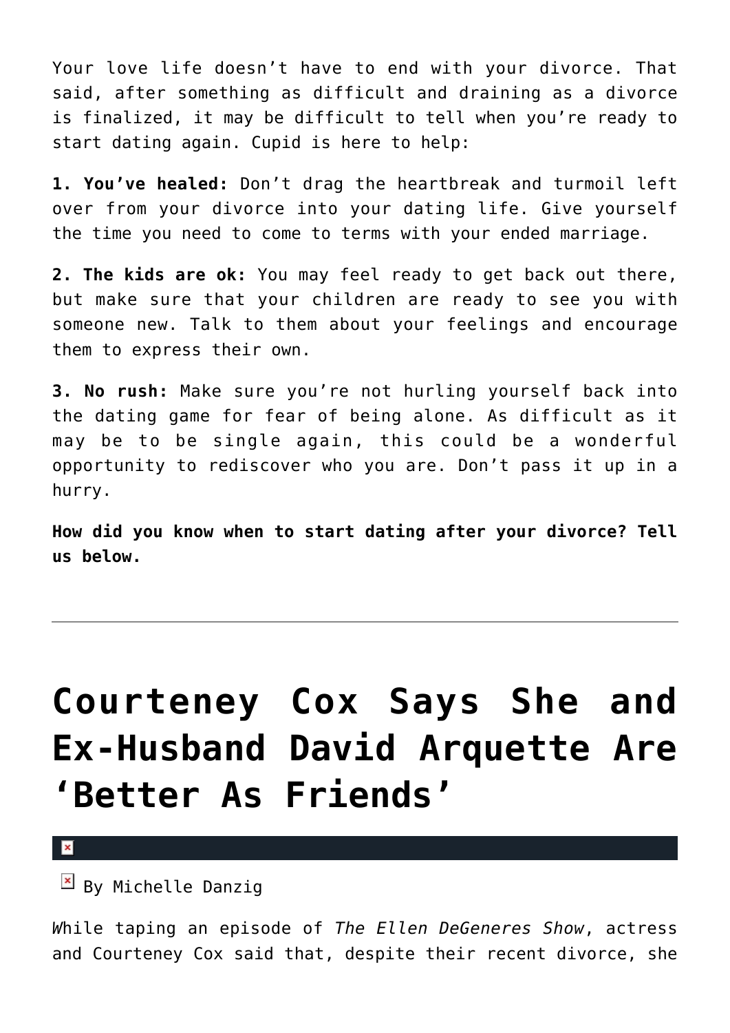Your love life doesn't have to end with your divorce. That said, after something as difficult and draining as a divorce is finalized, it may be difficult to tell when you're ready to start dating again. Cupid is here to help:

**1. You've healed:** Don't drag the heartbreak and turmoil left over from your divorce into your dating life. Give yourself the time you need to come to terms with your ended marriage.

**2. The kids are ok:** You may feel ready to get back out there, but make sure that your children are ready to see you with someone new. Talk to them about your feelings and encourage them to express their own.

**3. No rush:** Make sure you're not hurling yourself back into the dating game for fear of being alone. As difficult as it may be to be single again, this could be a wonderful opportunity to rediscover who you are. Don't pass it up in a hurry.

**How did you know when to start dating after your divorce? Tell us below.**

---

# Courteney Cox Says She and Ex-Husband David Arquette Are 'Better As Friends'

By Michelle Danzig

While taping an episode of *The Ellen DeGeneres Show*, actress and Courteney Cox said that, despite their recent divorce, she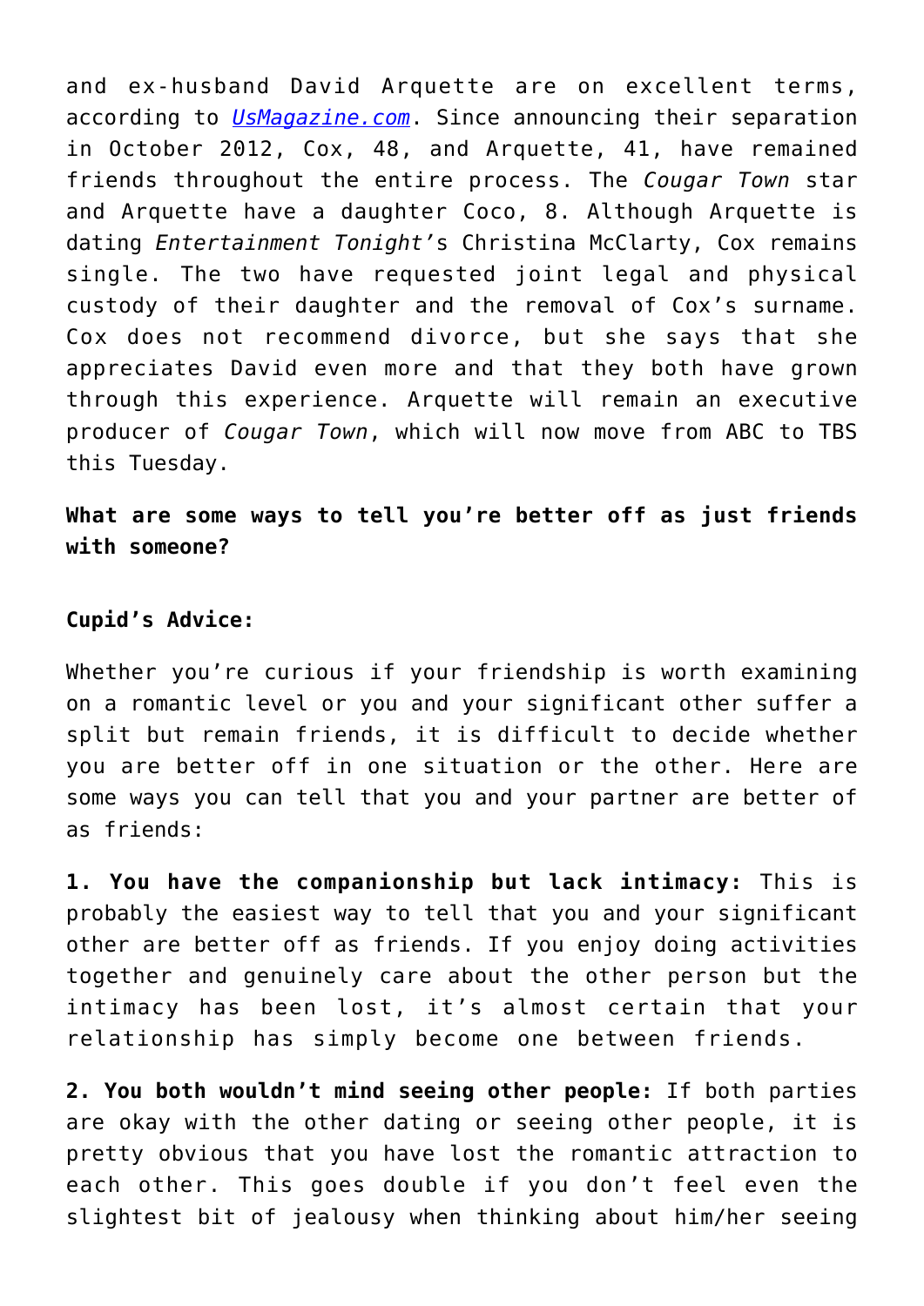and ex-husband David Arquette are on excellent terms, according to [UsMagazine.com](UsMagazine.com). Since announcing their separation in October 2012, Cox, 48, and Arquette, 41, have remained friends throughout the entire process. The *Cougar Town* star and Arquette have a daughter Coco, 8. Although Arquette is dating *Entertainment Tonight'*s Christina McClarty, Cox remains single. The two have requested joint legal and physical custody of their daughter and the removal of Cox's surname. Cox does not recommend divorce, but she says that she appreciates David even more and that they both have grown through this experience. Arquette will remain an executive producer of *Cougar Town*, which will now move from ABC to TBS this Tuesday.

**What are some ways to tell you're better off as just friends with someone?**

**Cupid's Advice:**

Whether you're curious if your friendship is worth examining on a romantic level or you and your significant other suffer a split but remain friends, it is difficult to decide whether you are better off in one situation or the other. Here are some ways you can tell that you and your partner are better of as friends:

**1. You have the companionship but lack intimacy:** This is probably the easiest way to tell that you and your significant other are better off as friends. If you enjoy doing activities together and genuinely care about the other person but the intimacy has been lost, it's almost certain that your relationship has simply become one between friends.

**2. You both wouldn't mind seeing other people:** If both parties are okay with the other dating or seeing other people, it is pretty obvious that you have lost the romantic attraction to each other. This goes double if you don't feel even the slightest bit of jealousy when thinking about him/her seeing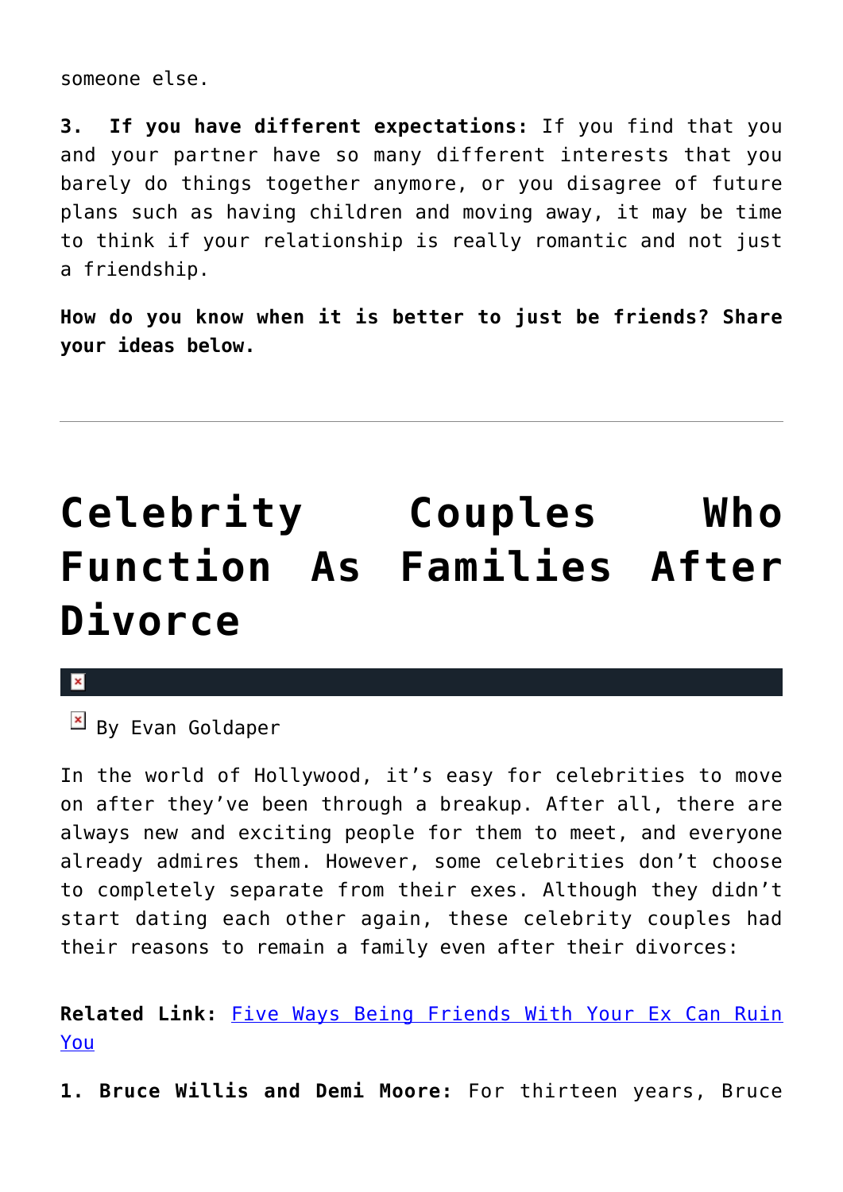someone else.

**3. If you have different expectations:** If you find that you and your partner have so many different interests that you barely do things together anymore, or you disagree of future plans such as having children and moving away, it may be time to think if your relationship is really romantic and not just a friendship.

**How do you know when it is better to just be friends? Share your ideas below.**

---

# Celebrity Couples Who Function As Families After Divorce

By Evan Goldaper

In the world of Hollywood, it's easy for celebrities to move on after they've been through a breakup. After all, there are always new and exciting people for them to meet, and everyone already admires them. However, some celebrities don't choose to completely separate from their exes. Although they didn't start dating each other again, these celebrity couples had their reasons to remain a family even after their divorces:

**Related Link:** [Five Ways Being Friends With Your Ex Can Ruin You]()

**1. Bruce Willis and Demi Moore:** For thirteen years, Bruce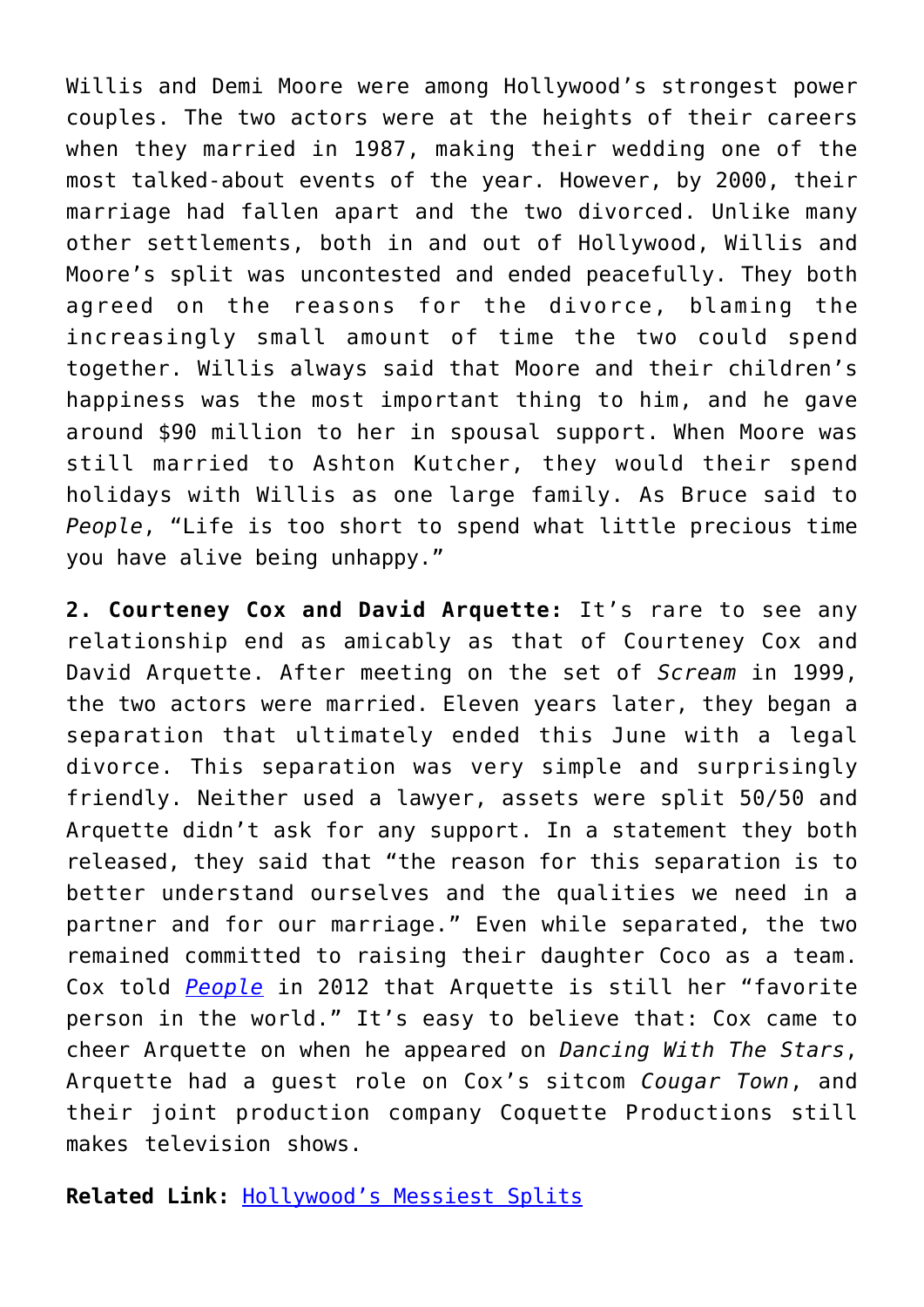Willis and Demi Moore were among Hollywood's strongest power couples. The two actors were at the heights of their careers when they married in 1987, making their wedding one of the most talked-about events of the year. However, by 2000, their marriage had fallen apart and the two divorced. Unlike many other settlements, both in and out of Hollywood, Willis and Moore's split was uncontested and ended peacefully. They both agreed on the reasons for the divorce, blaming the increasingly small amount of time the two could spend together. Willis always said that Moore and their children's happiness was the most important thing to him, and he gave around $90 million to her in spousal support. When Moore was still married to Ashton Kutcher, they would their spend holidays with Willis as one large family. As Bruce said to *People*, "Life is too short to spend what little precious time you have alive being unhappy."

**2. Courteney Cox and David Arquette:** It's rare to see any relationship end as amicably as that of Courteney Cox and David Arquette. After meeting on the set of *Scream* in 1999, the two actors were married. Eleven years later, they began a separation that ultimately ended this June with a legal divorce. This separation was very simple and surprisingly friendly. Neither used a lawyer, assets were split 50/50 and Arquette didn't ask for any support. In a statement they both released, they said that "the reason for this separation is to better understand ourselves and the qualities we need in a partner and for our marriage." Even while separated, the two remained committed to raising their daughter Coco as a team. Cox told [*People*]() in 2012 that Arquette is still her "favorite person in the world." It's easy to believe that: Cox came to cheer Arquette on when he appeared on *Dancing With The Stars*, Arquette had a guest role on Cox's sitcom *Cougar Town*, and their joint production company Coquette Productions still makes television shows.

**Related Link:** [Hollywood's Messiest Splits]()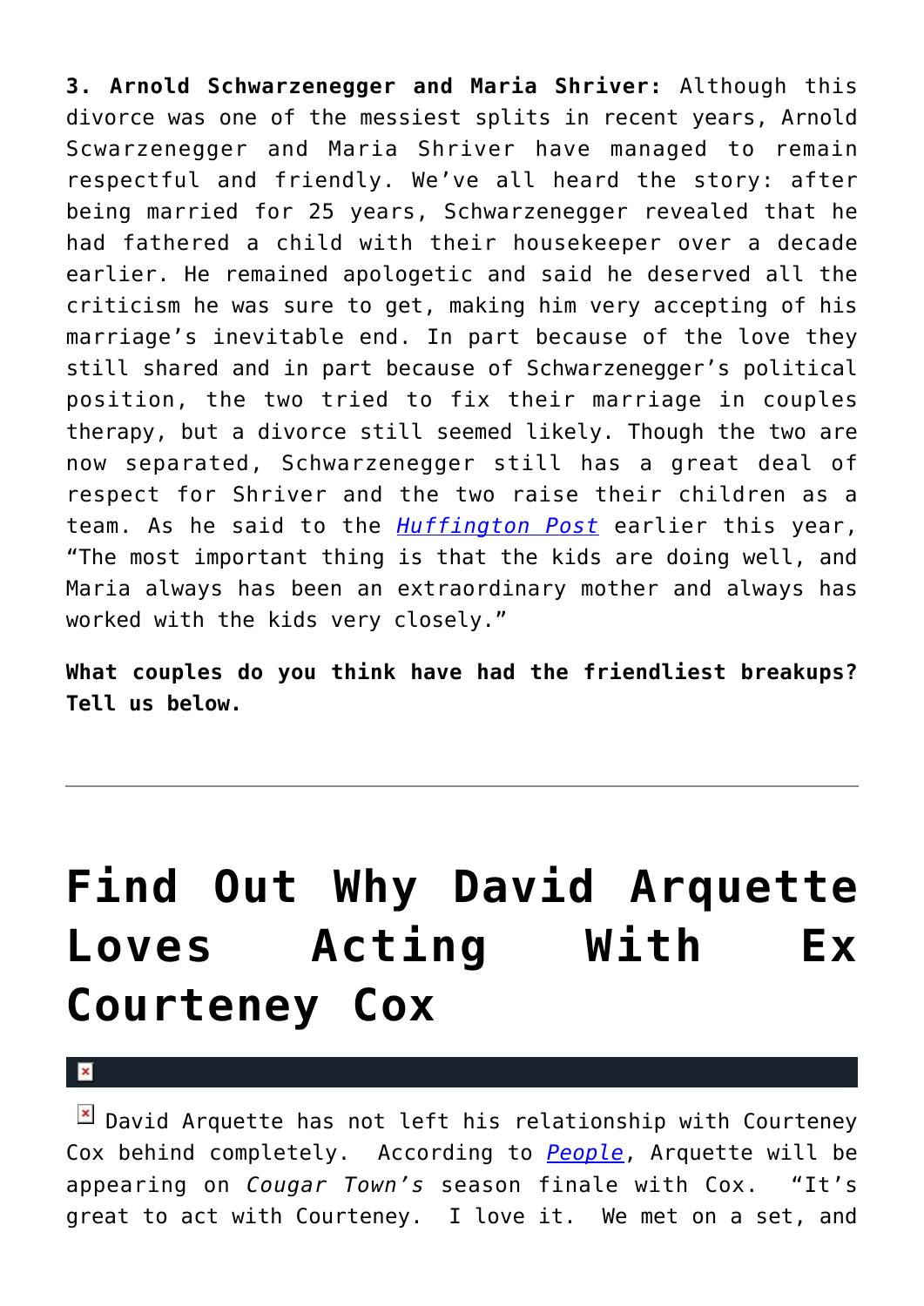**3. Arnold Schwarzenegger and Maria Shriver:** Although this divorce was one of the messiest splits in recent years, Arnold Scwarzenegger and Maria Shriver have managed to remain respectful and friendly. We've all heard the story: after being married for 25 years, Schwarzenegger revealed that he had fathered a child with their housekeeper over a decade earlier. He remained apologetic and said he deserved all the criticism he was sure to get, making him very accepting of his marriage's inevitable end. In part because of the love they still shared and in part because of Schwarzenegger's political position, the two tried to fix their marriage in couples therapy, but a divorce still seemed likely. Though the two are now separated, Schwarzenegger still has a great deal of respect for Shriver and the two raise their children as a team. As he said to the *Huffington Post* earlier this year, "The most important thing is that the kids are doing well, and Maria always has been an extraordinary mother and always has worked with the kids very closely."

**What couples do you think have had the friendliest breakups? Tell us below.**

---

# Find Out Why David Arquette Loves Acting With Ex Courteney Cox

David Arquette has not left his relationship with Courteney Cox behind completely. According to *People*, Arquette will be appearing on *Cougar Town's* season finale with Cox. "It's great to act with Courteney. I love it. We met on a set, and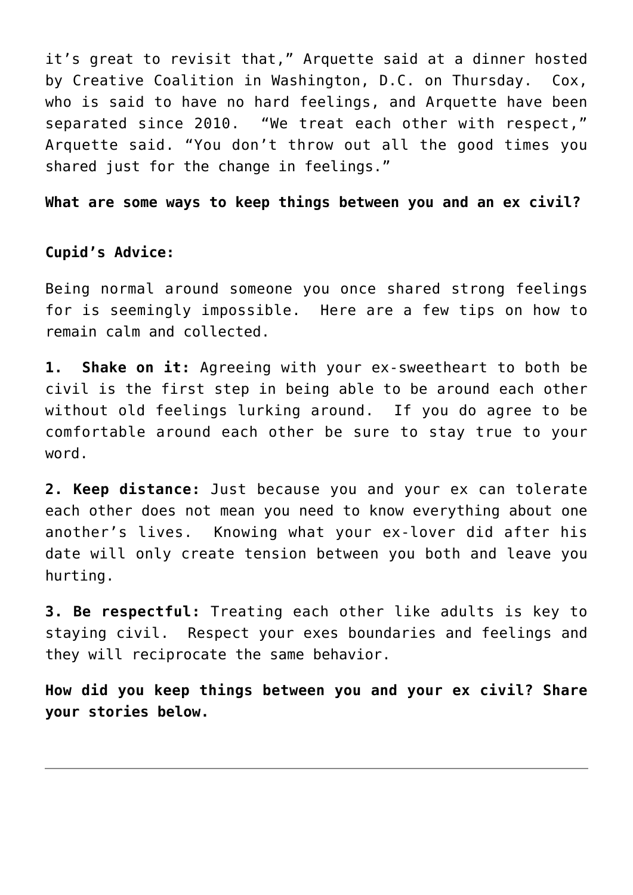it's great to revisit that," Arquette said at a dinner hosted by Creative Coalition in Washington, D.C. on Thursday. Cox, who is said to have no hard feelings, and Arquette have been separated since 2010. "We treat each other with respect," Arquette said. "You don't throw out all the good times you shared just for the change in feelings."

**What are some ways to keep things between you and an ex civil?**

**Cupid's Advice:**

Being normal around someone you once shared strong feelings for is seemingly impossible. Here are a few tips on how to remain calm and collected.

**1. Shake on it:** Agreeing with your ex-sweetheart to both be civil is the first step in being able to be around each other without old feelings lurking around. If you do agree to be comfortable around each other be sure to stay true to your word.

**2. Keep distance:** Just because you and your ex can tolerate each other does not mean you need to know everything about one another's lives. Knowing what your ex-lover did after his date will only create tension between you both and leave you hurting.

**3. Be respectful:** Treating each other like adults is key to staying civil. Respect your exes boundaries and feelings and they will reciprocate the same behavior.

**How did you keep things between you and your ex civil? Share your stories below.**

---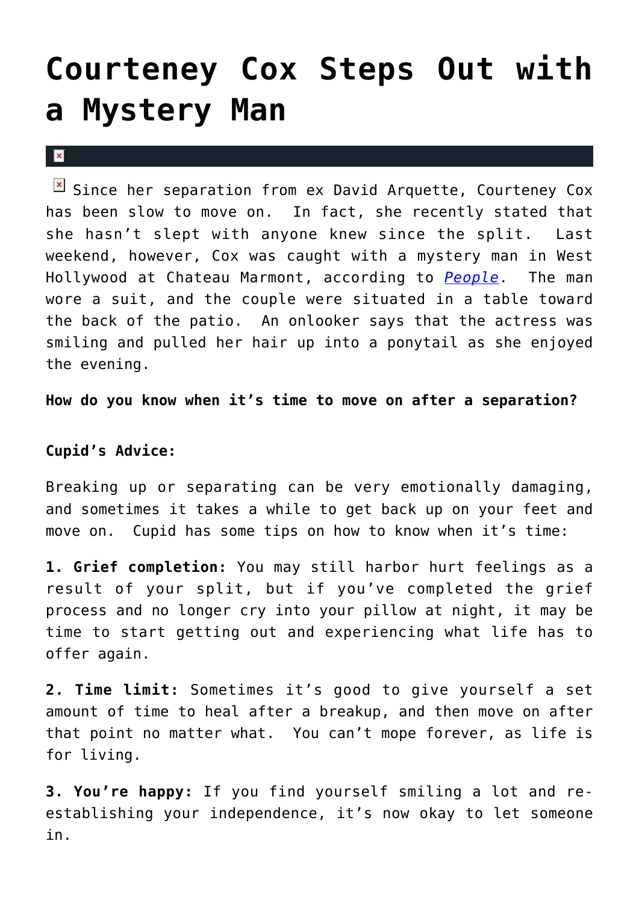# Courteney Cox Steps Out with a Mystery Man

Since her separation from ex David Arquette, Courteney Cox has been slow to move on. In fact, she recently stated that she hasn't slept with anyone knew since the split. Last weekend, however, Cox was caught with a mystery man in West Hollywood at Chateau Marmont, according to *People*. The man wore a suit, and the couple were situated in a table toward the back of the patio. An onlooker says that the actress was smiling and pulled her hair up into a ponytail as she enjoyed the evening.

**How do you know when it's time to move on after a separation?**

**Cupid's Advice:**

Breaking up or separating can be very emotionally damaging, and sometimes it takes a while to get back up on your feet and move on. Cupid has some tips on how to know when it's time:

**1. Grief completion:** You may still harbor hurt feelings as a result of your split, but if you've completed the grief process and no longer cry into your pillow at night, it may be time to start getting out and experiencing what life has to offer again.

**2. Time limit:** Sometimes it's good to give yourself a set amount of time to heal after a breakup, and then move on after that point no matter what. You can't mope forever, as life is for living.

**3. You're happy:** If you find yourself smiling a lot and re-establishing your independence, it's now okay to let someone in.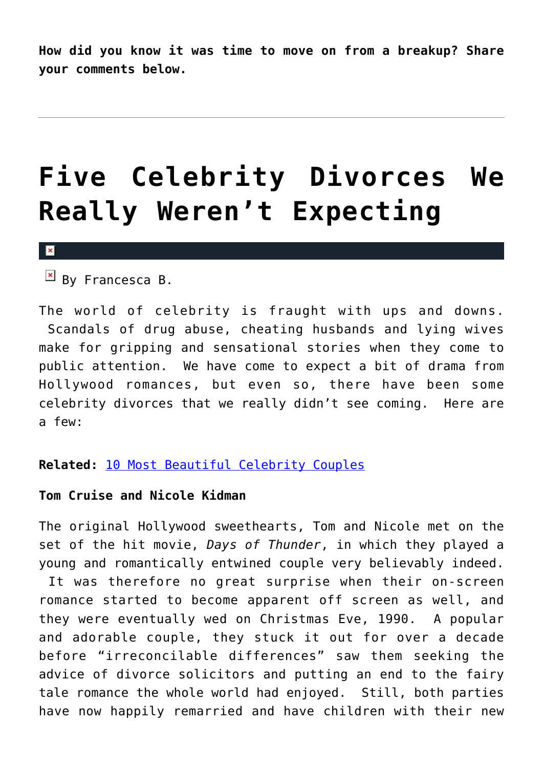**How did you know it was time to move on from a breakup? Share your comments below.**

---

# Five Celebrity Divorces We Really Weren't Expecting

By Francesca B.

The world of celebrity is fraught with ups and downs. Scandals of drug abuse, cheating husbands and lying wives make for gripping and sensational stories when they come to public attention. We have come to expect a bit of drama from Hollywood romances, but even so, there have been some celebrity divorces that we really didn't see coming. Here are a few:

**Related:** 10 Most Beautiful Celebrity Couples

**Tom Cruise and Nicole Kidman**

The original Hollywood sweethearts, Tom and Nicole met on the set of the hit movie, *Days of Thunder*, in which they played a young and romantically entwined couple very believably indeed. It was therefore no great surprise when their on-screen romance started to become apparent off screen as well, and they were eventually wed on Christmas Eve, 1990. A popular and adorable couple, they stuck it out for over a decade before "irreconcilable differences" saw them seeking the advice of divorce solicitors and putting an end to the fairy tale romance the whole world had enjoyed. Still, both parties have now happily remarried and have children with their new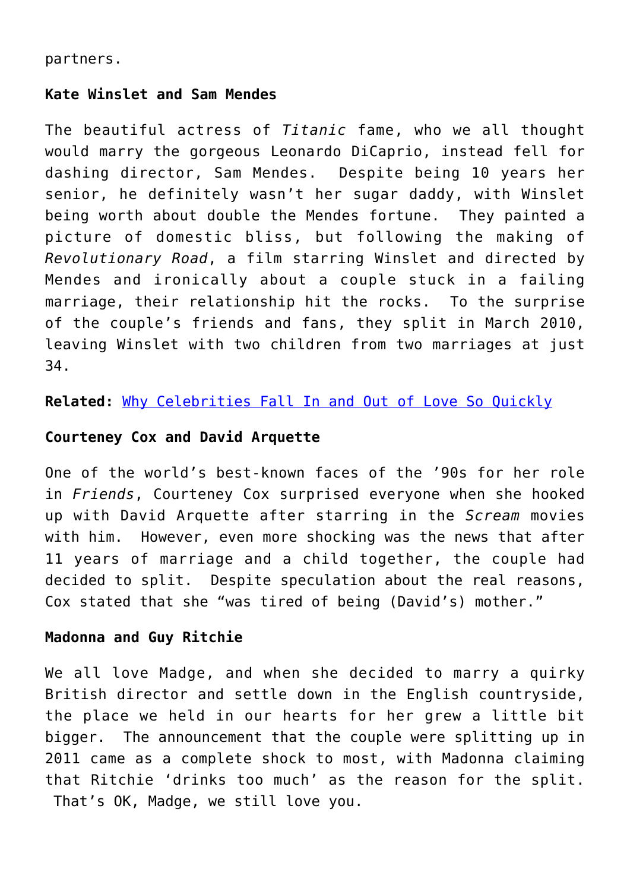partners.

**Kate Winslet and Sam Mendes**

The beautiful actress of *Titanic* fame, who we all thought would marry the gorgeous Leonardo DiCaprio, instead fell for dashing director, Sam Mendes. Despite being 10 years her senior, he definitely wasn't her sugar daddy, with Winslet being worth about double the Mendes fortune. They painted a picture of domestic bliss, but following the making of *Revolutionary Road*, a film starring Winslet and directed by Mendes and ironically about a couple stuck in a failing marriage, their relationship hit the rocks. To the surprise of the couple's friends and fans, they split in March 2010, leaving Winslet with two children from two marriages at just 34.

**Related:** Why Celebrities Fall In and Out of Love So Quickly

**Courteney Cox and David Arquette**

One of the world's best-known faces of the '90s for her role in *Friends*, Courteney Cox surprised everyone when she hooked up with David Arquette after starring in the *Scream* movies with him. However, even more shocking was the news that after 11 years of marriage and a child together, the couple had decided to split. Despite speculation about the real reasons, Cox stated that she "was tired of being (David's) mother."

**Madonna and Guy Ritchie**

We all love Madge, and when she decided to marry a quirky British director and settle down in the English countryside, the place we held in our hearts for her grew a little bit bigger. The announcement that the couple were splitting up in 2011 came as a complete shock to most, with Madonna claiming that Ritchie 'drinks too much' as the reason for the split. That's OK, Madge, we still love you.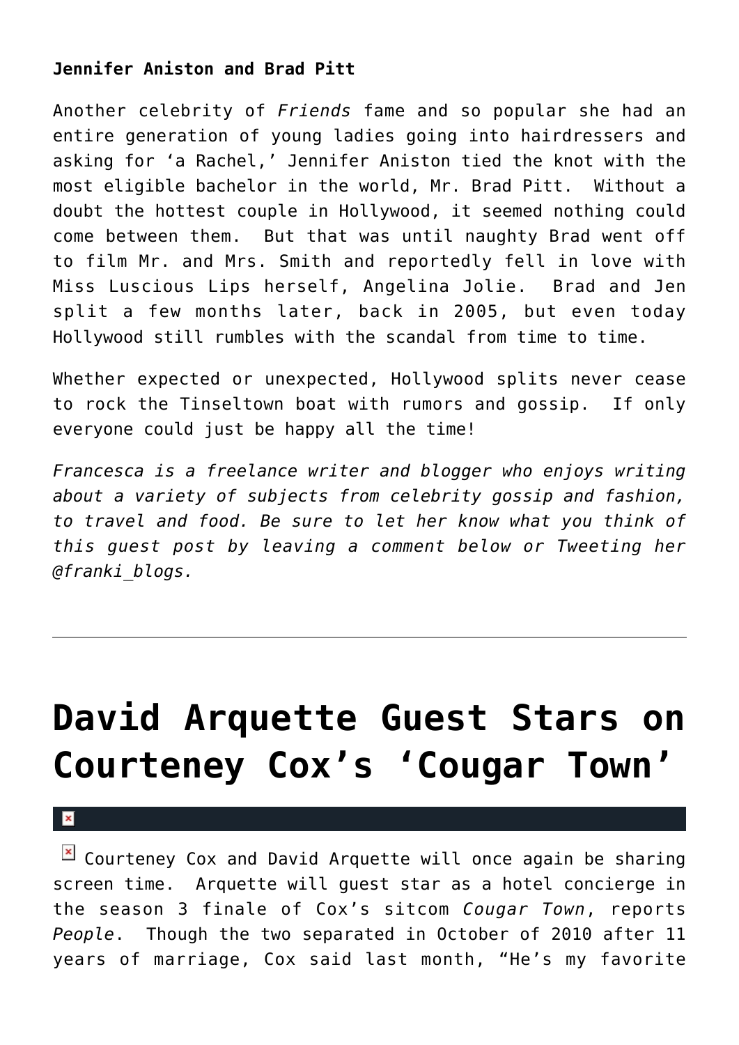**Jennifer Aniston and Brad Pitt**

Another celebrity of *Friends* fame and so popular she had an entire generation of young ladies going into hairdressers and asking for 'a Rachel,' Jennifer Aniston tied the knot with the most eligible bachelor in the world, Mr. Brad Pitt.  Without a doubt the hottest couple in Hollywood, it seemed nothing could come between them.  But that was until naughty Brad went off to film Mr. and Mrs. Smith and reportedly fell in love with Miss Luscious Lips herself, Angelina Jolie.  Brad and Jen split a few months later, back in 2005, but even today Hollywood still rumbles with the scandal from time to time.

Whether expected or unexpected, Hollywood splits never cease to rock the Tinseltown boat with rumors and gossip.  If only everyone could just be happy all the time!

*Francesca is a freelance writer and blogger who enjoys writing about a variety of subjects from celebrity gossip and fashion, to travel and food. Be sure to let her know what you think of this guest post by leaving a comment below or Tweeting her @franki_blogs.*

---

# David Arquette Guest Stars on Courteney Cox's 'Cougar Town'

Courteney Cox and David Arquette will once again be sharing screen time.  Arquette will guest star as a hotel concierge in the season 3 finale of Cox's sitcom *Cougar Town*, reports *People*.  Though the two separated in October of 2010 after 11 years of marriage, Cox said last month, "He's my favorite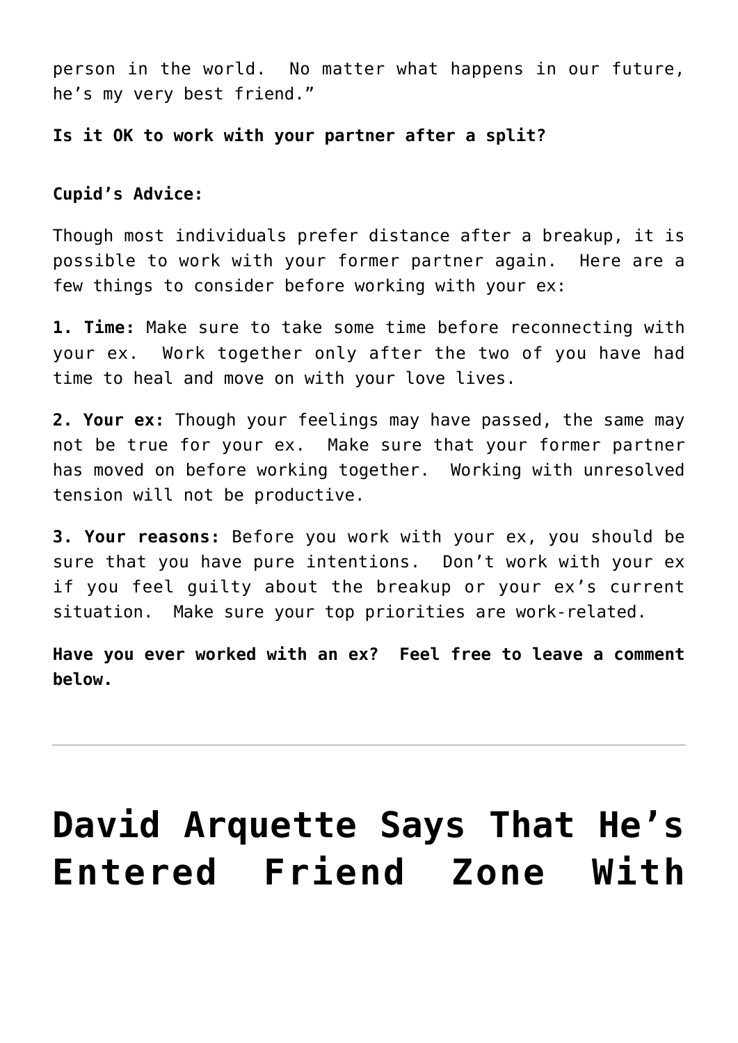person in the world. No matter what happens in our future, he's my very best friend."

**Is it OK to work with your partner after a split?**

**Cupid's Advice:**

Though most individuals prefer distance after a breakup, it is possible to work with your former partner again. Here are a few things to consider before working with your ex:

**1. Time:** Make sure to take some time before reconnecting with your ex. Work together only after the two of you have had time to heal and move on with your love lives.

**2. Your ex:** Though your feelings may have passed, the same may not be true for your ex. Make sure that your former partner has moved on before working together. Working with unresolved tension will not be productive.

**3. Your reasons:** Before you work with your ex, you should be sure that you have pure intentions. Don't work with your ex if you feel guilty about the breakup or your ex's current situation. Make sure your top priorities are work-related.

**Have you ever worked with an ex? Feel free to leave a comment below.**

---

# David Arquette Says That He's Entered Friend Zone With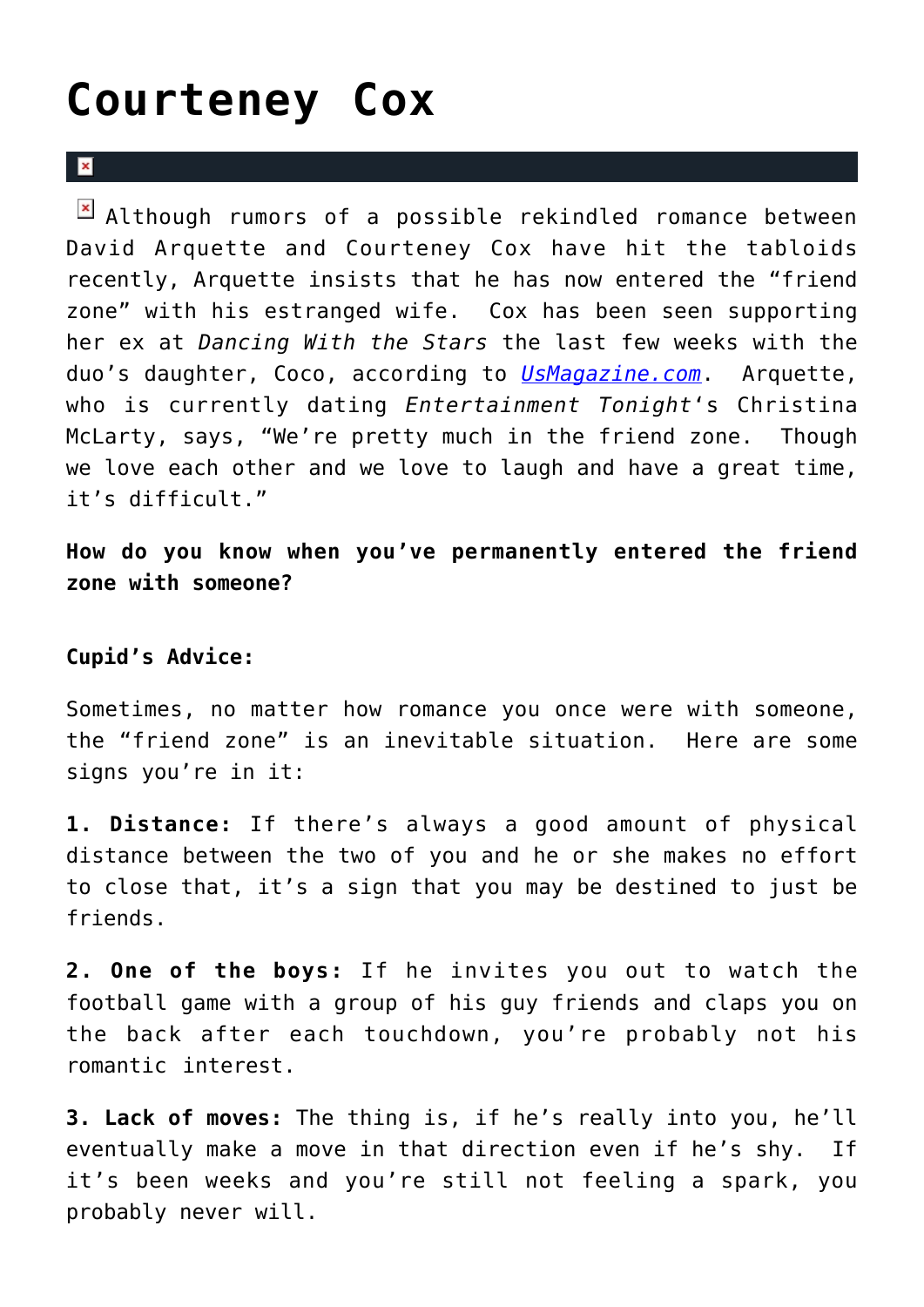# Courteney Cox

Although rumors of a possible rekindled romance between David Arquette and Courteney Cox have hit the tabloids recently, Arquette insists that he has now entered the "friend zone" with his estranged wife. Cox has been seen supporting her ex at *Dancing With the Stars* the last few weeks with the duo's daughter, Coco, according to *UsMagazine.com*. Arquette, who is currently dating *Entertainment Tonight*'s Christina McLarty, says, "We're pretty much in the friend zone. Though we love each other and we love to laugh and have a great time, it's difficult."

**How do you know when you've permanently entered the friend zone with someone?**

**Cupid's Advice:**

Sometimes, no matter how romance you once were with someone, the "friend zone" is an inevitable situation. Here are some signs you're in it:

**1. Distance:** If there's always a good amount of physical distance between the two of you and he or she makes no effort to close that, it's a sign that you may be destined to just be friends.

**2. One of the boys:** If he invites you out to watch the football game with a group of his guy friends and claps you on the back after each touchdown, you're probably not his romantic interest.

**3. Lack of moves:** The thing is, if he's really into you, he'll eventually make a move in that direction even if he's shy. If it's been weeks and you're still not feeling a spark, you probably never will.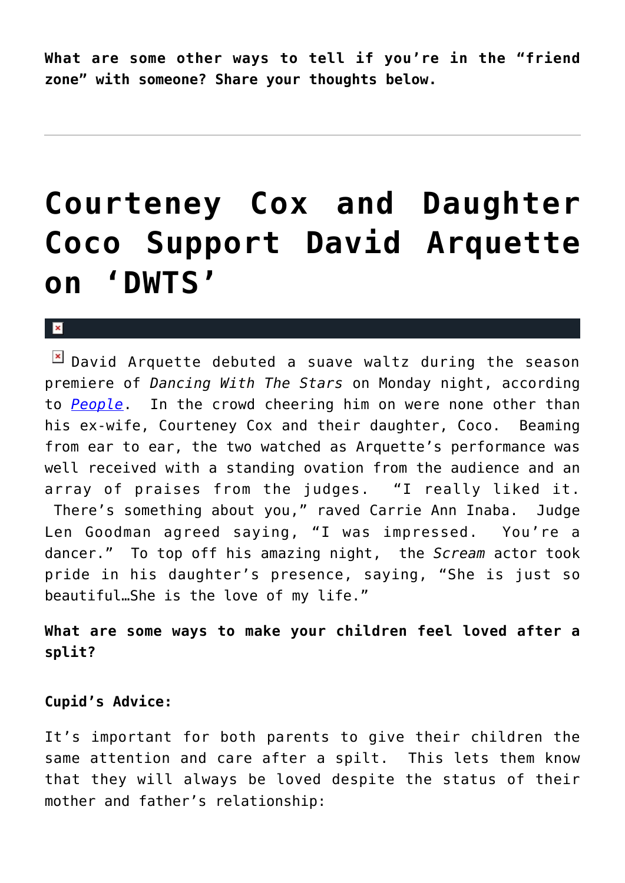**What are some other ways to tell if you're in the "friend zone" with someone? Share your thoughts below.**

---

# Courteney Cox and Daughter Coco Support David Arquette on 'DWTS'

David Arquette debuted a suave waltz during the season premiere of *Dancing With The Stars* on Monday night, according to *People*. In the crowd cheering him on were none other than his ex-wife, Courteney Cox and their daughter, Coco. Beaming from ear to ear, the two watched as Arquette's performance was well received with a standing ovation from the audience and an array of praises from the judges. "I really liked it. There's something about you," raved Carrie Ann Inaba. Judge Len Goodman agreed saying, "I was impressed. You're a dancer." To top off his amazing night, the *Scream* actor took pride in his daughter's presence, saying, "She is just so beautiful…She is the love of my life."

**What are some ways to make your children feel loved after a split?**

**Cupid's Advice:**

It's important for both parents to give their children the same attention and care after a spilt. This lets them know that they will always be loved despite the status of their mother and father's relationship: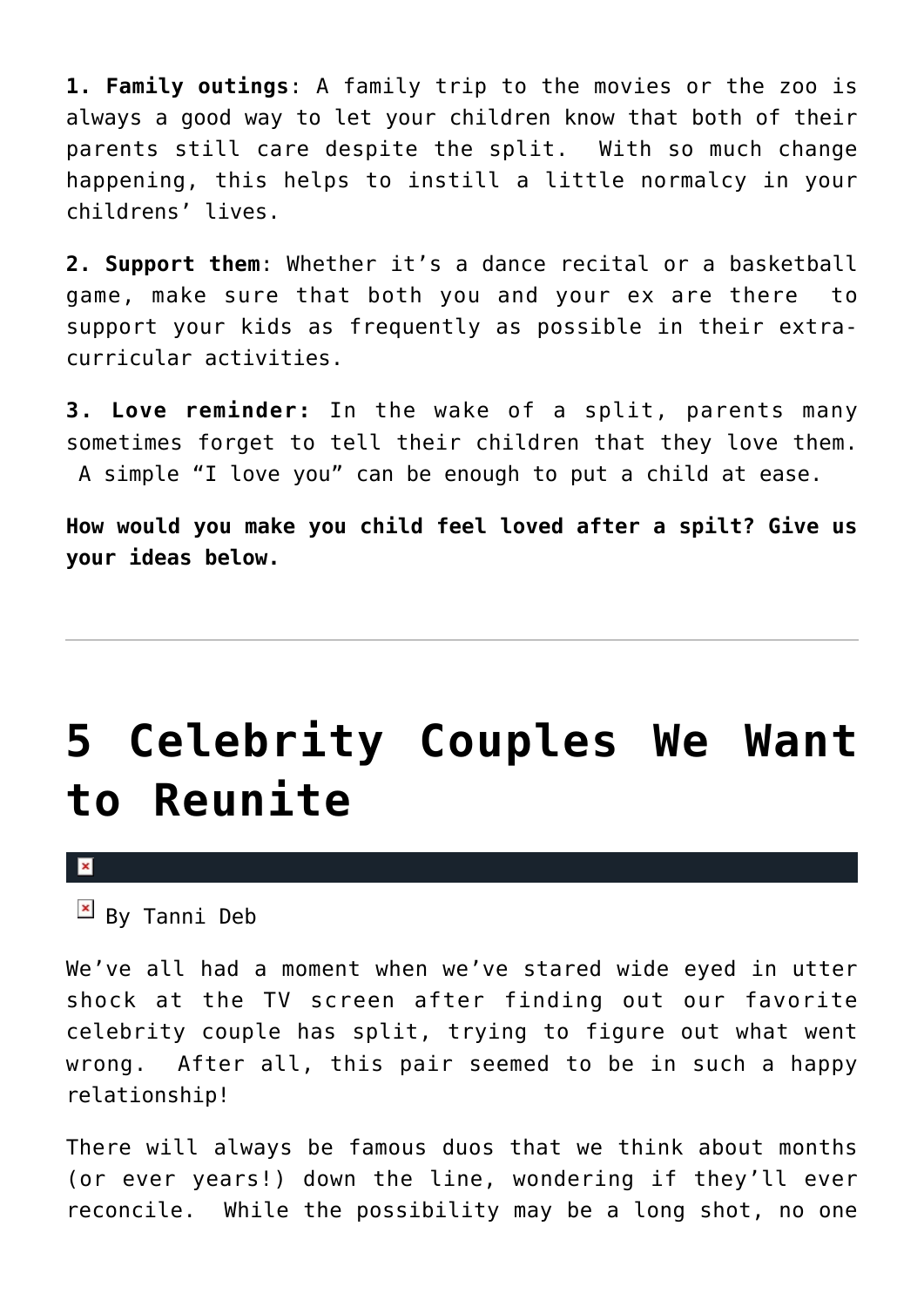**1. Family outings**: A family trip to the movies or the zoo is always a good way to let your children know that both of their parents still care despite the split.  With so much change happening, this helps to instill a little normalcy in your childrens' lives.

**2. Support them**: Whether it's a dance recital or a basketball game, make sure that both you and your ex are there  to support your kids as frequently as possible in their extra-curricular activities.

**3. Love reminder:** In the wake of a split, parents many sometimes forget to tell their children that they love them.  A simple "I love you" can be enough to put a child at ease.

**How would you make you child feel loved after a spilt? Give us your ideas below.**

---

# 5 Celebrity Couples We Want to Reunite

By Tanni Deb

We've all had a moment when we've stared wide eyed in utter shock at the TV screen after finding out our favorite celebrity couple has split, trying to figure out what went wrong.  After all, this pair seemed to be in such a happy relationship!

There will always be famous duos that we think about months (or ever years!) down the line, wondering if they'll ever reconcile.  While the possibility may be a long shot, no one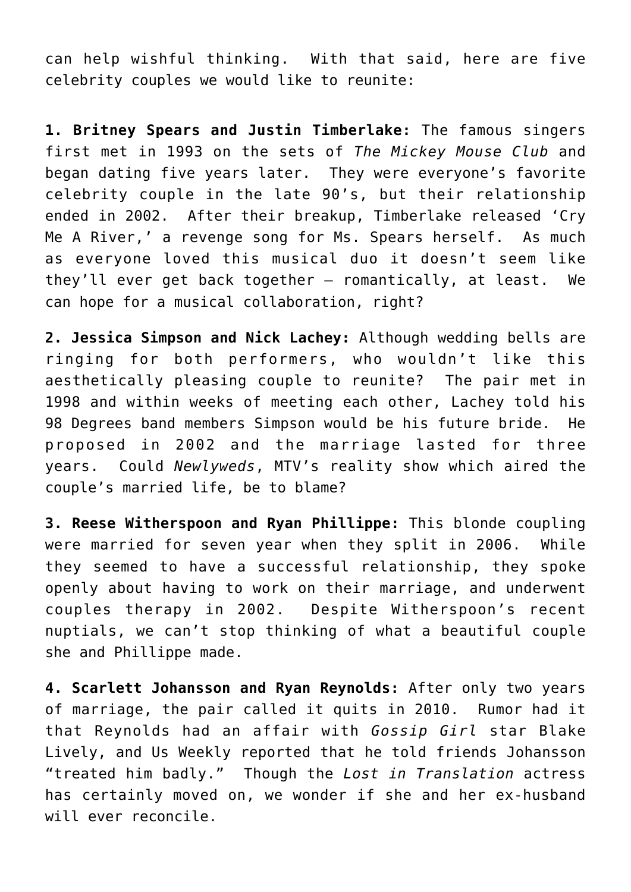can help wishful thinking.  With that said, here are five celebrity couples we would like to reunite:

**1. Britney Spears and Justin Timberlake:** The famous singers first met in 1993 on the sets of *The Mickey Mouse Club* and began dating five years later.  They were everyone's favorite celebrity couple in the late 90's, but their relationship ended in 2002.  After their breakup, Timberlake released 'Cry Me A River,' a revenge song for Ms. Spears herself.  As much as everyone loved this musical duo it doesn't seem like they'll ever get back together – romantically, at least.  We can hope for a musical collaboration, right?

**2. Jessica Simpson and Nick Lachey:** Although wedding bells are ringing for both performers, who wouldn't like this aesthetically pleasing couple to reunite?  The pair met in 1998 and within weeks of meeting each other, Lachey told his 98 Degrees band members Simpson would be his future bride.  He proposed in 2002 and the marriage lasted for three years.  Could *Newlyweds*, MTV's reality show which aired the couple's married life, be to blame?

**3. Reese Witherspoon and Ryan Phillippe:** This blonde coupling were married for seven year when they split in 2006.  While they seemed to have a successful relationship, they spoke openly about having to work on their marriage, and underwent couples therapy in 2002.  Despite Witherspoon's recent nuptials, we can't stop thinking of what a beautiful couple she and Phillippe made.

**4. Scarlett Johansson and Ryan Reynolds:** After only two years of marriage, the pair called it quits in 2010.  Rumor had it that Reynolds had an affair with *Gossip Girl* star Blake Lively, and Us Weekly reported that he told friends Johansson "treated him badly."  Though the *Lost in Translation* actress has certainly moved on, we wonder if she and her ex-husband will ever reconcile.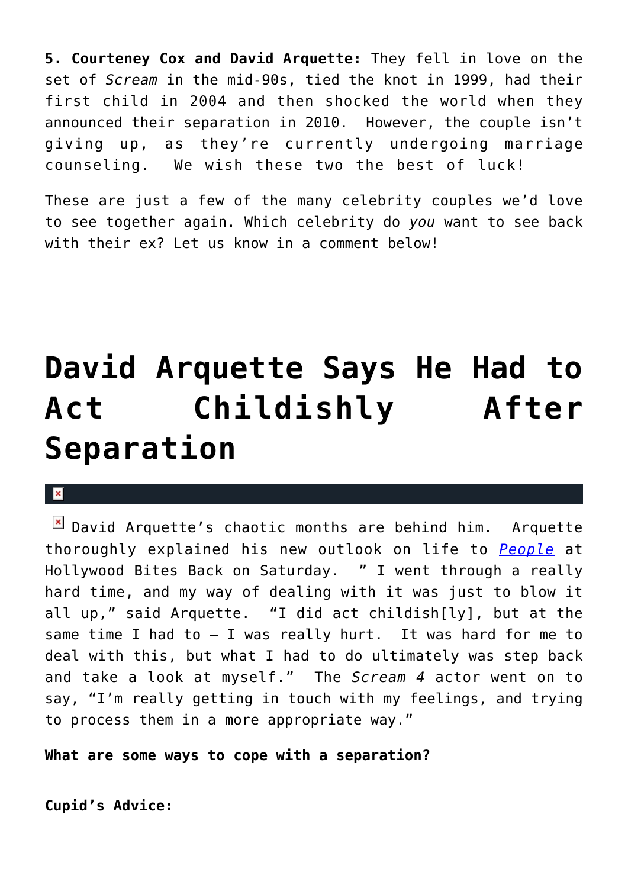**5. Courteney Cox and David Arquette:** They fell in love on the set of *Scream* in the mid-90s, tied the knot in 1999, had their first child in 2004 and then shocked the world when they announced their separation in 2010. However, the couple isn't giving up, as they're currently undergoing marriage counseling. We wish these two the best of luck!

These are just a few of the many celebrity couples we'd love to see together again. Which celebrity do *you* want to see back with their ex? Let us know in a comment below!

---

# David Arquette Says He Had to Act Childishly After Separation

David Arquette's chaotic months are behind him. Arquette thoroughly explained his new outlook on life to *People* at Hollywood Bites Back on Saturday. " I went through a really hard time, and my way of dealing with it was just to blow it all up," said Arquette. "I did act childish[ly], but at the same time I had to – I was really hurt. It was hard for me to deal with this, but what I had to do ultimately was step back and take a look at myself." The *Scream 4* actor went on to say, "I'm really getting in touch with my feelings, and trying to process them in a more appropriate way."

**What are some ways to cope with a separation?**

**Cupid's Advice:**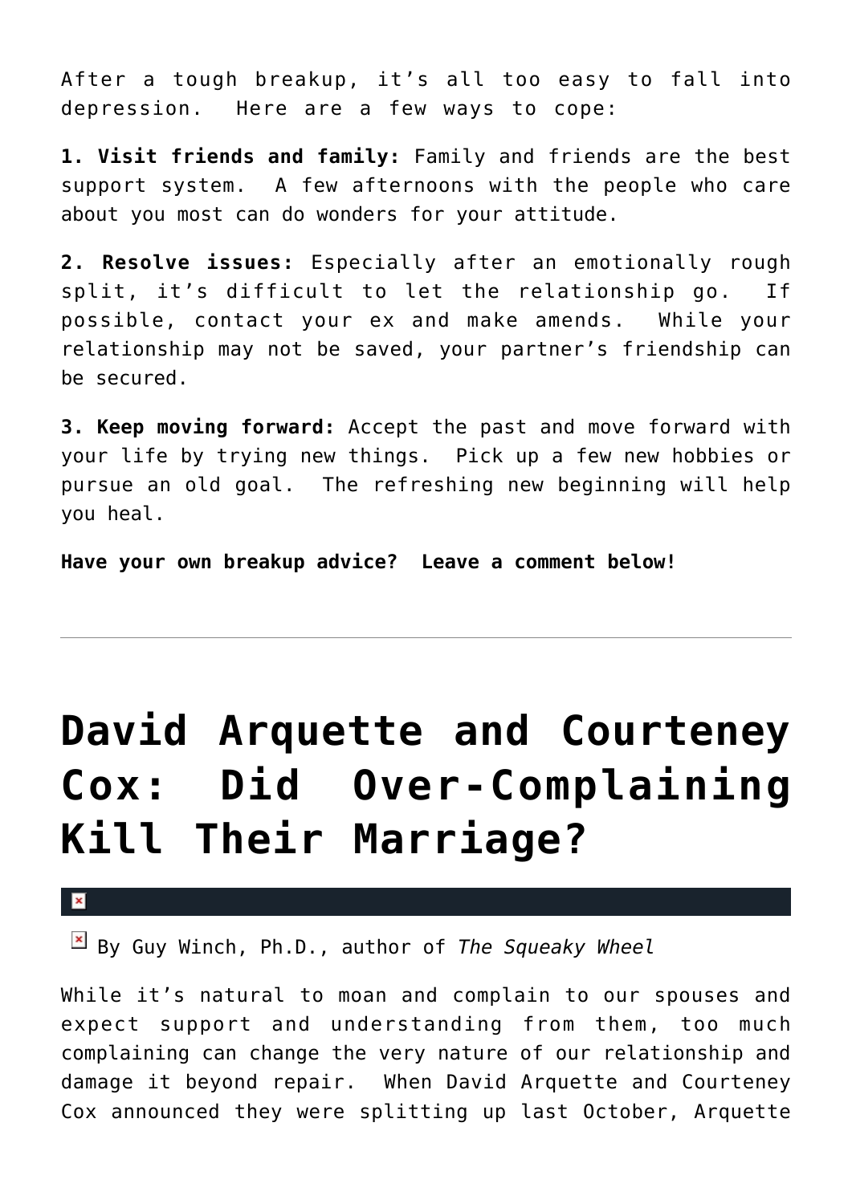After a tough breakup, it's all too easy to fall into depression. Here are a few ways to cope:

**1. Visit friends and family:** Family and friends are the best support system. A few afternoons with the people who care about you most can do wonders for your attitude.

**2. Resolve issues:** Especially after an emotionally rough split, it's difficult to let the relationship go. If possible, contact your ex and make amends. While your relationship may not be saved, your partner's friendship can be secured.

**3. Keep moving forward:** Accept the past and move forward with your life by trying new things. Pick up a few new hobbies or pursue an old goal. The refreshing new beginning will help you heal.

**Have your own breakup advice? Leave a comment below!**

---

# David Arquette and Courteney Cox: Did Over-Complaining Kill Their Marriage?

By Guy Winch, Ph.D., author of *The Squeaky Wheel*

While it's natural to moan and complain to our spouses and expect support and understanding from them, too much complaining can change the very nature of our relationship and damage it beyond repair. When David Arquette and Courteney Cox announced they were splitting up last October, Arquette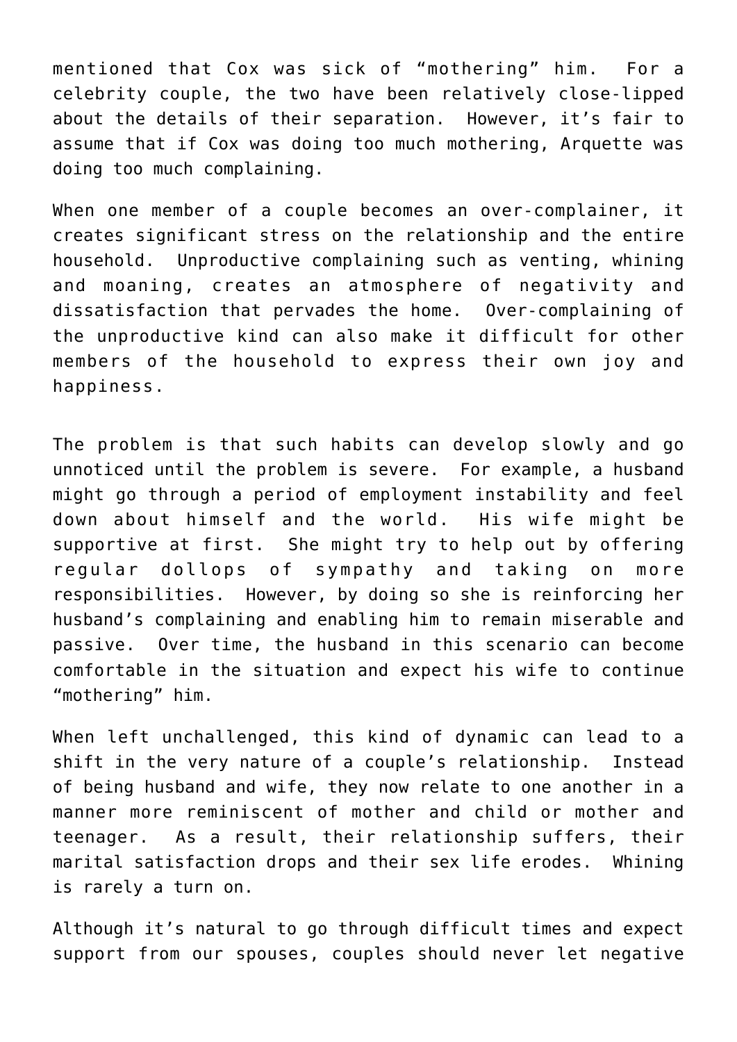mentioned that Cox was sick of “mothering” him.  For a celebrity couple, the two have been relatively close-lipped about the details of their separation.  However, it’s fair to assume that if Cox was doing too much mothering, Arquette was doing too much complaining.

When one member of a couple becomes an over-complainer, it creates significant stress on the relationship and the entire household.  Unproductive complaining such as venting, whining and moaning, creates an atmosphere of negativity and dissatisfaction that pervades the home.  Over-complaining of the unproductive kind can also make it difficult for other members of the household to express their own joy and happiness.

The problem is that such habits can develop slowly and go unnoticed until the problem is severe.  For example, a husband might go through a period of employment instability and feel down about himself and the world.  His wife might be supportive at first.  She might try to help out by offering regular dollops of sympathy and taking on more responsibilities.  However, by doing so she is reinforcing her husband’s complaining and enabling him to remain miserable and passive.  Over time, the husband in this scenario can become comfortable in the situation and expect his wife to continue “mothering” him.

When left unchallenged, this kind of dynamic can lead to a shift in the very nature of a couple’s relationship.  Instead of being husband and wife, they now relate to one another in a manner more reminiscent of mother and child or mother and teenager.  As a result, their relationship suffers, their marital satisfaction drops and their sex life erodes.  Whining is rarely a turn on.

Although it’s natural to go through difficult times and expect support from our spouses, couples should never let negative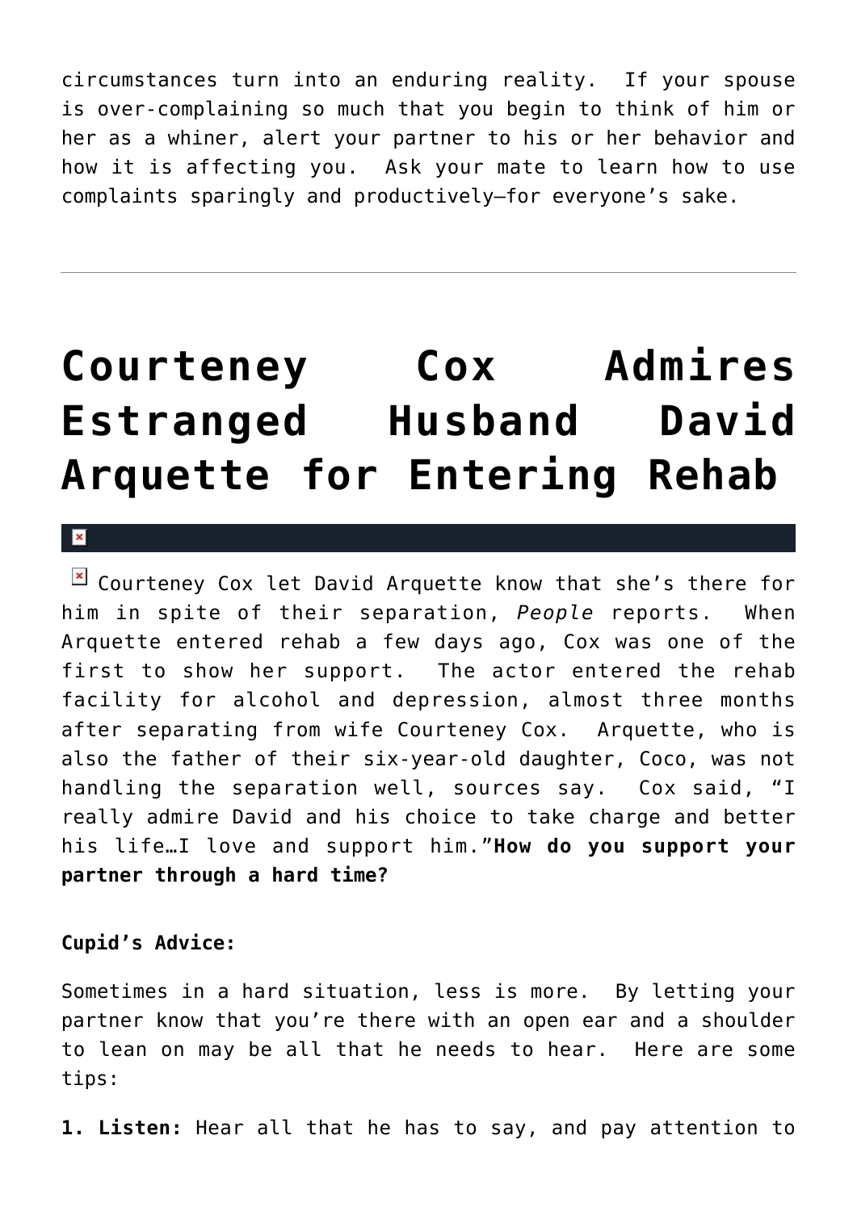circumstances turn into an enduring reality. If your spouse is over-complaining so much that you begin to think of him or her as a whiner, alert your partner to his or her behavior and how it is affecting you. Ask your mate to learn how to use complaints sparingly and productively—for everyone's sake.

---

# Courteney Cox Admires Estranged Husband David Arquette for Entering Rehab

Courteney Cox let David Arquette know that she's there for him in spite of their separation, *People* reports. When Arquette entered rehab a few days ago, Cox was one of the first to show her support. The actor entered the rehab facility for alcohol and depression, almost three months after separating from wife Courteney Cox. Arquette, who is also the father of their six-year-old daughter, Coco, was not handling the separation well, sources say. Cox said, "I really admire David and his choice to take charge and better his life…I love and support him."**How do you support your partner through a hard time?**

**Cupid's Advice:**

Sometimes in a hard situation, less is more. By letting your partner know that you're there with an open ear and a shoulder to lean on may be all that he needs to hear. Here are some tips:

**1. Listen:** Hear all that he has to say, and pay attention to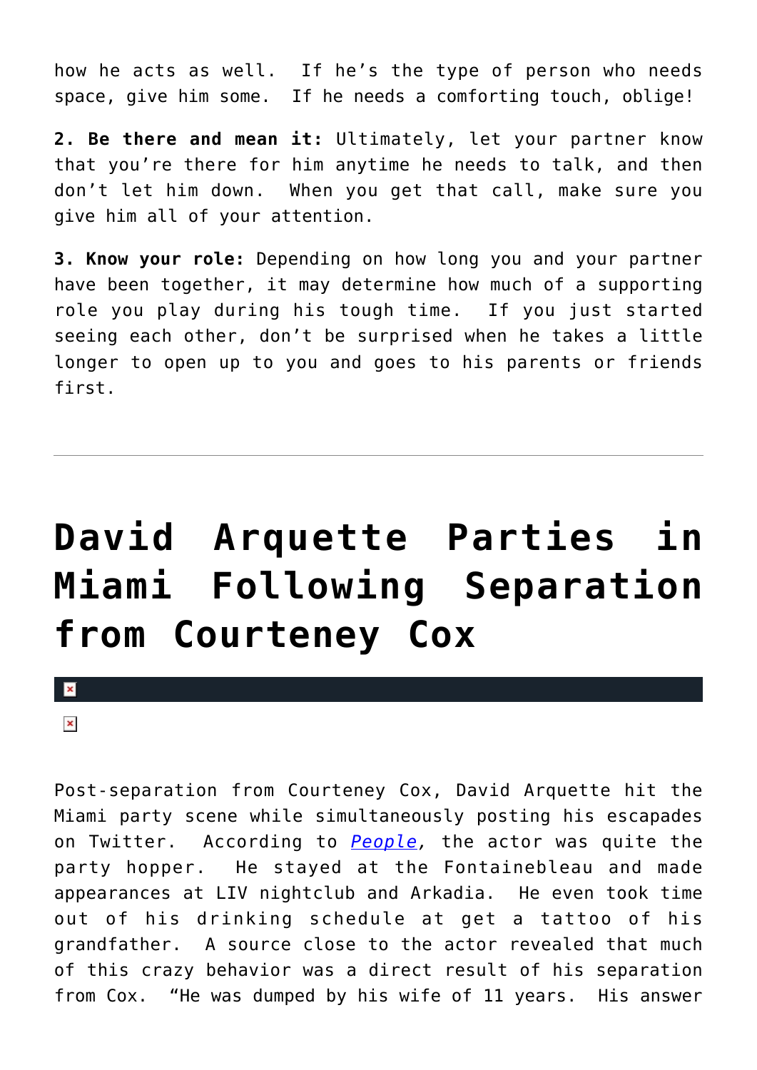how he acts as well. If he's the type of person who needs space, give him some. If he needs a comforting touch, oblige!

**2. Be there and mean it:** Ultimately, let your partner know that you're there for him anytime he needs to talk, and then don't let him down. When you get that call, make sure you give him all of your attention.

**3. Know your role:** Depending on how long you and your partner have been together, it may determine how much of a supporting role you play during his tough time. If you just started seeing each other, don't be surprised when he takes a little longer to open up to you and goes to his parents or friends first.

---

# David Arquette Parties in Miami Following Separation from Courteney Cox

Post-separation from Courteney Cox, David Arquette hit the Miami party scene while simultaneously posting his escapades on Twitter. According to *People*, the actor was quite the party hopper. He stayed at the Fontainebleau and made appearances at LIV nightclub and Arkadia. He even took time out of his drinking schedule at get a tattoo of his grandfather. A source close to the actor revealed that much of this crazy behavior was a direct result of his separation from Cox. "He was dumped by his wife of 11 years. His answer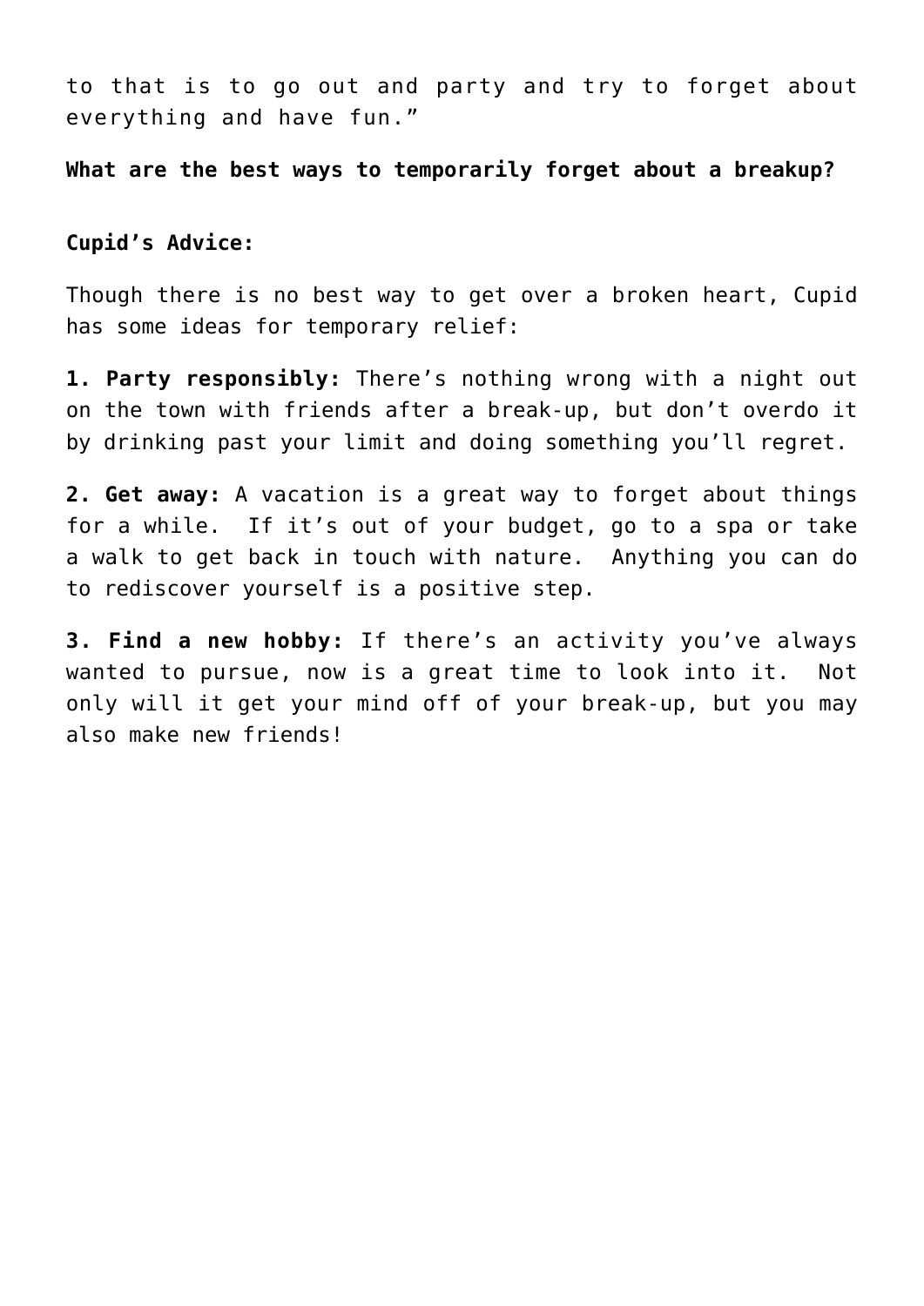to that is to go out and party and try to forget about everything and have fun."

**What are the best ways to temporarily forget about a breakup?**

**Cupid's Advice:**

Though there is no best way to get over a broken heart, Cupid has some ideas for temporary relief:

**1. Party responsibly:** There's nothing wrong with a night out on the town with friends after a break-up, but don't overdo it by drinking past your limit and doing something you'll regret.

**2. Get away:** A vacation is a great way to forget about things for a while. If it's out of your budget, go to a spa or take a walk to get back in touch with nature. Anything you can do to rediscover yourself is a positive step.

**3. Find a new hobby:** If there's an activity you've always wanted to pursue, now is a great time to look into it. Not only will it get your mind off of your break-up, but you may also make new friends!